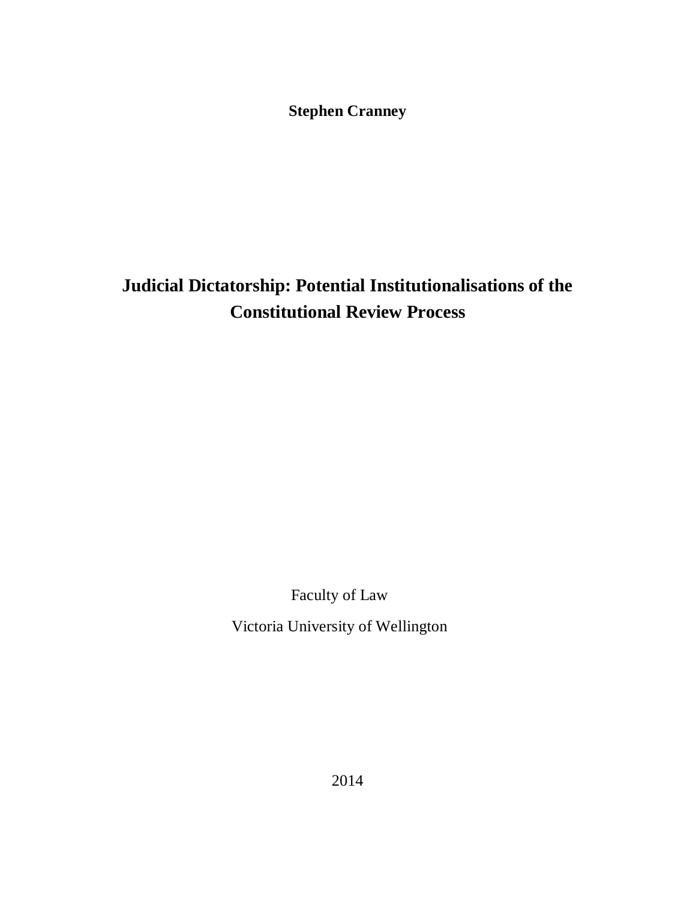**Stephen Cranney**

# Judicial Dictatorship: Potential Institutionalisations of the Constitutional Review Process

Faculty of Law

Victoria University of Wellington

2014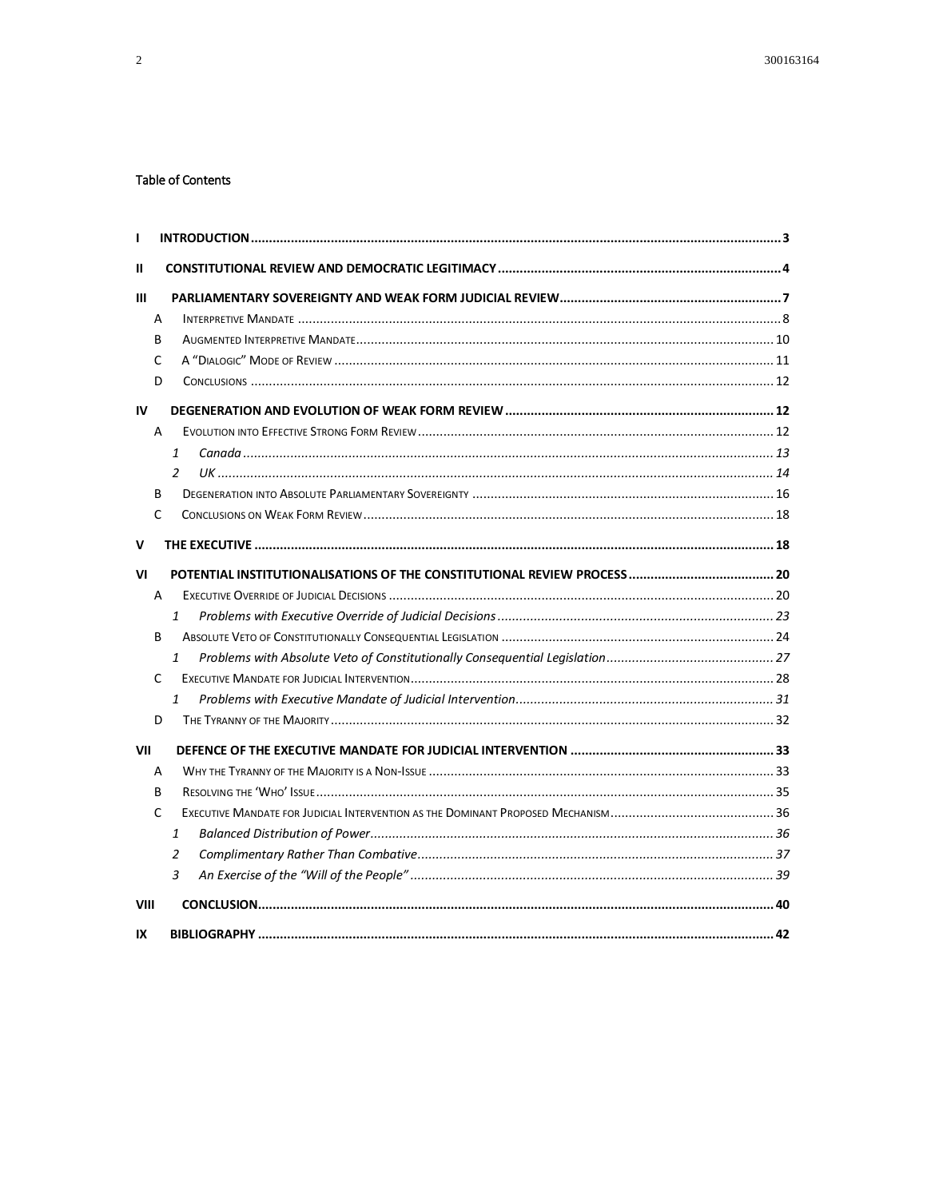Table of Contents

I INTRODUCTION .......... 3

II CONSTITUTIONAL REVIEW AND DEMOCRATIC LEGITIMACY .......... 4

III PARLIAMENTARY SOVEREIGNTY AND WEAK FORM JUDICIAL REVIEW .......... 7

- A Interpretive Mandate .......... 8
- B Augmented Interpretive Mandate .......... 10
- C A "Dialogic" Mode of Review .......... 11
- D Conclusions .......... 12

IV DEGENERATION AND EVOLUTION OF WEAK FORM REVIEW .......... 12

- A Evolution into Effective Strong Form Review .......... 12
  - *1 Canada .......... 13*
  - *2 UK .......... 14*
- B Degeneration into Absolute Parliamentary Sovereignty .......... 16
- C Conclusions on Weak Form Review .......... 18

V THE EXECUTIVE .......... 18

VI POTENTIAL INSTITUTIONALISATIONS OF THE CONSTITUTIONAL REVIEW PROCESS .......... 20

- A Executive Override of Judicial Decisions .......... 20
  - *1 Problems with Executive Override of Judicial Decisions .......... 23*
- B Absolute Veto of Constitutionally Consequential Legislation .......... 24
  - *1 Problems with Absolute Veto of Constitutionally Consequential Legislation .......... 27*
- C Executive Mandate for Judicial Intervention .......... 28
  - *1 Problems with Executive Mandate of Judicial Intervention .......... 31*
- D The Tyranny of the Majority .......... 32

VII DEFENCE OF THE EXECUTIVE MANDATE FOR JUDICIAL INTERVENTION .......... 33

- A Why the Tyranny of the Majority is a Non-Issue .......... 33
- B Resolving the 'Who' Issue .......... 35
- C Executive Mandate for Judicial Intervention as the Dominant Proposed Mechanism .......... 36
  - *1 Balanced Distribution of Power .......... 36*
  - *2 Complimentary Rather Than Combative .......... 37*
  - *3 An Exercise of the "Will of the People" .......... 39*

VIII CONCLUSION .......... 40

IX BIBLIOGRAPHY .......... 42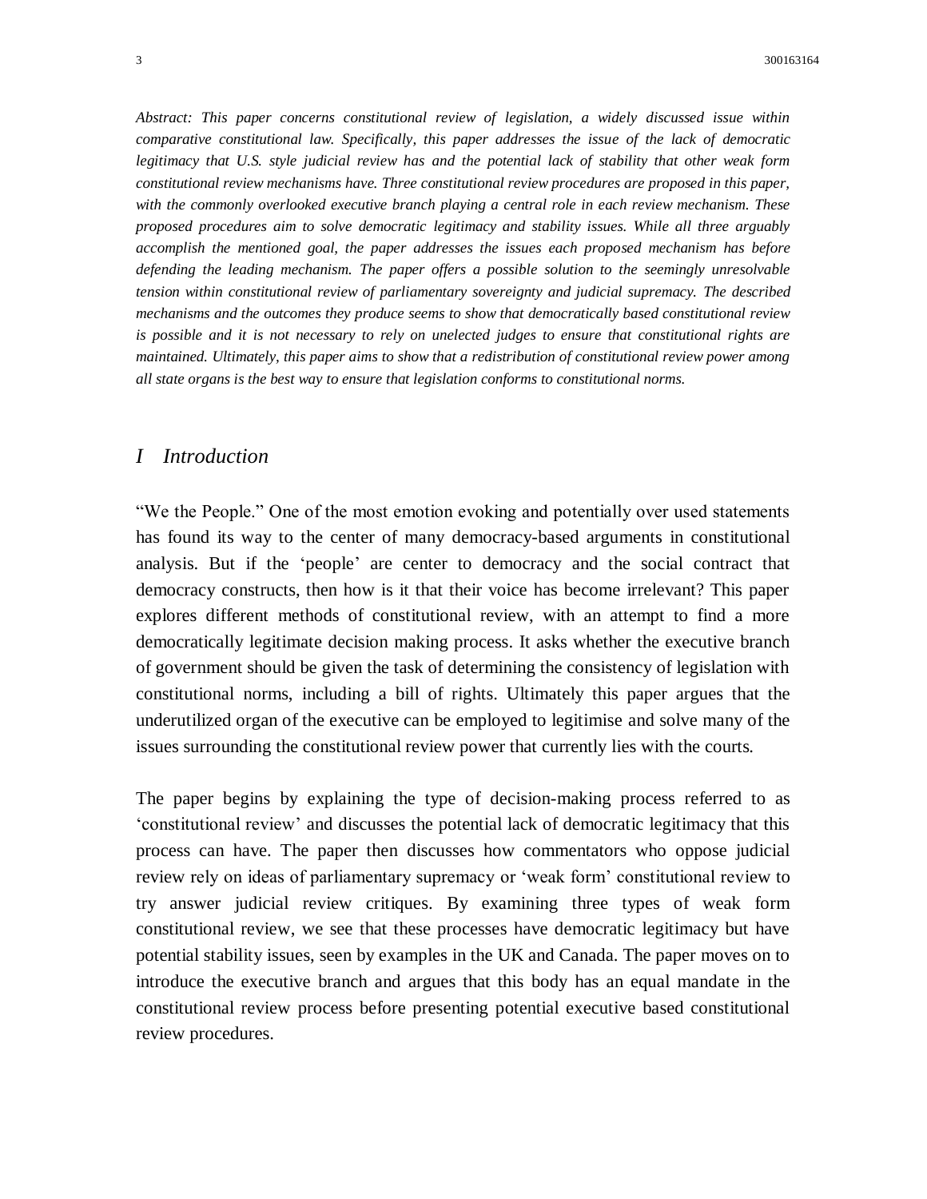*Abstract: This paper concerns constitutional review of legislation, a widely discussed issue within comparative constitutional law. Specifically, this paper addresses the issue of the lack of democratic legitimacy that U.S. style judicial review has and the potential lack of stability that other weak form constitutional review mechanisms have. Three constitutional review procedures are proposed in this paper, with the commonly overlooked executive branch playing a central role in each review mechanism. These proposed procedures aim to solve democratic legitimacy and stability issues. While all three arguably accomplish the mentioned goal, the paper addresses the issues each proposed mechanism has before defending the leading mechanism. The paper offers a possible solution to the seemingly unresolvable tension within constitutional review of parliamentary sovereignty and judicial supremacy. The described mechanisms and the outcomes they produce seems to show that democratically based constitutional review is possible and it is not necessary to rely on unelected judges to ensure that constitutional rights are maintained. Ultimately, this paper aims to show that a redistribution of constitutional review power among all state organs is the best way to ensure that legislation conforms to constitutional norms.*

## *I Introduction*

"We the People." One of the most emotion evoking and potentially over used statements has found its way to the center of many democracy-based arguments in constitutional analysis. But if the 'people' are center to democracy and the social contract that democracy constructs, then how is it that their voice has become irrelevant? This paper explores different methods of constitutional review, with an attempt to find a more democratically legitimate decision making process. It asks whether the executive branch of government should be given the task of determining the consistency of legislation with constitutional norms, including a bill of rights. Ultimately this paper argues that the underutilized organ of the executive can be employed to legitimise and solve many of the issues surrounding the constitutional review power that currently lies with the courts.

The paper begins by explaining the type of decision-making process referred to as 'constitutional review' and discusses the potential lack of democratic legitimacy that this process can have. The paper then discusses how commentators who oppose judicial review rely on ideas of parliamentary supremacy or 'weak form' constitutional review to try answer judicial review critiques. By examining three types of weak form constitutional review, we see that these processes have democratic legitimacy but have potential stability issues, seen by examples in the UK and Canada. The paper moves on to introduce the executive branch and argues that this body has an equal mandate in the constitutional review process before presenting potential executive based constitutional review procedures.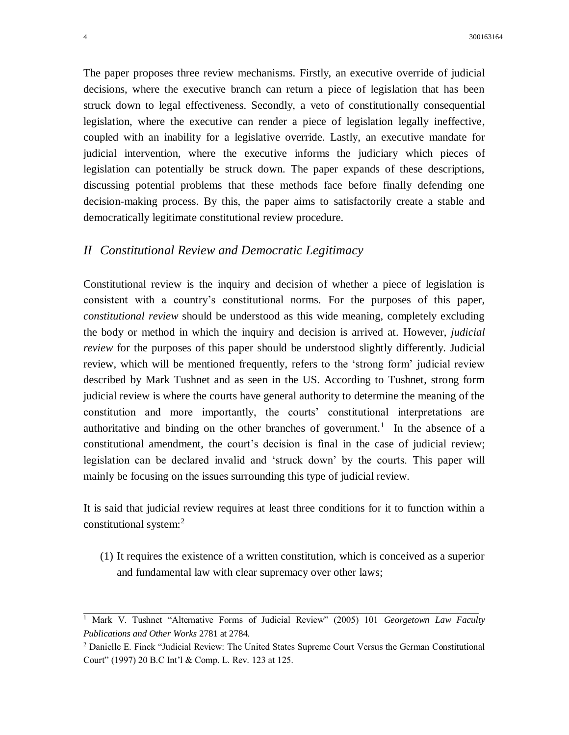The paper proposes three review mechanisms. Firstly, an executive override of judicial decisions, where the executive branch can return a piece of legislation that has been struck down to legal effectiveness. Secondly, a veto of constitutionally consequential legislation, where the executive can render a piece of legislation legally ineffective, coupled with an inability for a legislative override. Lastly, an executive mandate for judicial intervention, where the executive informs the judiciary which pieces of legislation can potentially be struck down. The paper expands of these descriptions, discussing potential problems that these methods face before finally defending one decision-making process. By this, the paper aims to satisfactorily create a stable and democratically legitimate constitutional review procedure.

## *II Constitutional Review and Democratic Legitimacy*

Constitutional review is the inquiry and decision of whether a piece of legislation is consistent with a country's constitutional norms. For the purposes of this paper, *constitutional review* should be understood as this wide meaning, completely excluding the body or method in which the inquiry and decision is arrived at. However, *judicial review* for the purposes of this paper should be understood slightly differently. Judicial review, which will be mentioned frequently, refers to the 'strong form' judicial review described by Mark Tushnet and as seen in the US. According to Tushnet, strong form judicial review is where the courts have general authority to determine the meaning of the constitution and more importantly, the courts' constitutional interpretations are authoritative and binding on the other branches of government.[1] In the absence of a constitutional amendment, the court's decision is final in the case of judicial review; legislation can be declared invalid and 'struck down' by the courts. This paper will mainly be focusing on the issues surrounding this type of judicial review.

It is said that judicial review requires at least three conditions for it to function within a constitutional system:[2]

(1) It requires the existence of a written constitution, which is conceived as a superior and fundamental law with clear supremacy over other laws;

---

[1] Mark V. Tushnet "Alternative Forms of Judicial Review" (2005) 101 *Georgetown Law Faculty Publications and Other Works* 2781 at 2784.

[2] Danielle E. Finck "Judicial Review: The United States Supreme Court Versus the German Constitutional Court" (1997) 20 B.C Int'l & Comp. L. Rev. 123 at 125.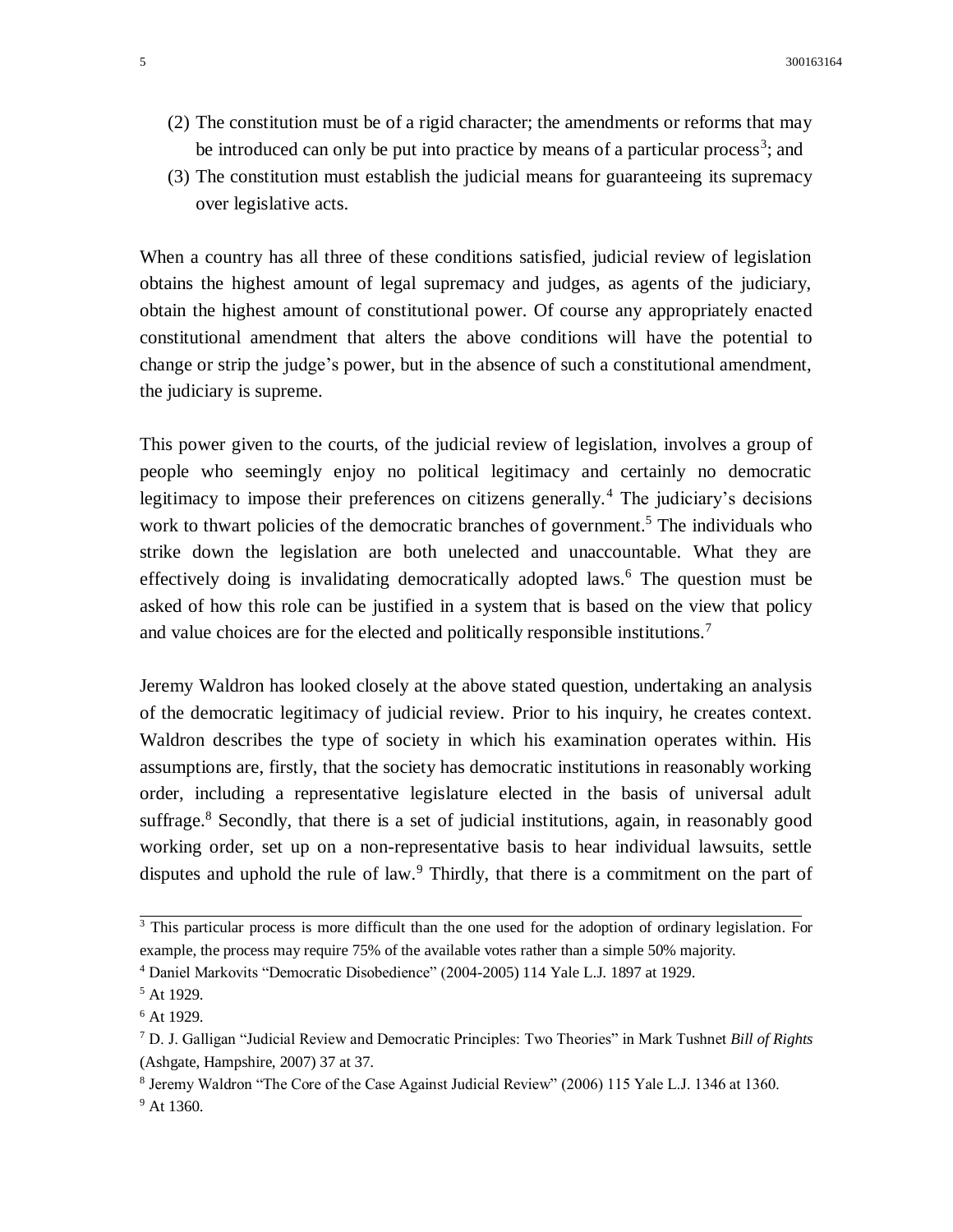(2) The constitution must be of a rigid character; the amendments or reforms that may be introduced can only be put into practice by means of a particular process[3]; and

(3) The constitution must establish the judicial means for guaranteeing its supremacy over legislative acts.

When a country has all three of these conditions satisfied, judicial review of legislation obtains the highest amount of legal supremacy and judges, as agents of the judiciary, obtain the highest amount of constitutional power. Of course any appropriately enacted constitutional amendment that alters the above conditions will have the potential to change or strip the judge's power, but in the absence of such a constitutional amendment, the judiciary is supreme.

This power given to the courts, of the judicial review of legislation, involves a group of people who seemingly enjoy no political legitimacy and certainly no democratic legitimacy to impose their preferences on citizens generally.[4] The judiciary's decisions work to thwart policies of the democratic branches of government.[5] The individuals who strike down the legislation are both unelected and unaccountable. What they are effectively doing is invalidating democratically adopted laws.[6] The question must be asked of how this role can be justified in a system that is based on the view that policy and value choices are for the elected and politically responsible institutions.[7]

Jeremy Waldron has looked closely at the above stated question, undertaking an analysis of the democratic legitimacy of judicial review. Prior to his inquiry, he creates context. Waldron describes the type of society in which his examination operates within. His assumptions are, firstly, that the society has democratic institutions in reasonably working order, including a representative legislature elected in the basis of universal adult suffrage.[8] Secondly, that there is a set of judicial institutions, again, in reasonably good working order, set up on a non-representative basis to hear individual lawsuits, settle disputes and uphold the rule of law.[9] Thirdly, that there is a commitment on the part of

---

[3] This particular process is more difficult than the one used for the adoption of ordinary legislation. For example, the process may require 75% of the available votes rather than a simple 50% majority.

[4] Daniel Markovits "Democratic Disobedience" (2004-2005) 114 Yale L.J. 1897 at 1929.

[5] At 1929.

[6] At 1929.

[7] D. J. Galligan "Judicial Review and Democratic Principles: Two Theories" in Mark Tushnet *Bill of Rights* (Ashgate, Hampshire, 2007) 37 at 37.

[8] Jeremy Waldron "The Core of the Case Against Judicial Review" (2006) 115 Yale L.J. 1346 at 1360.

[9] At 1360.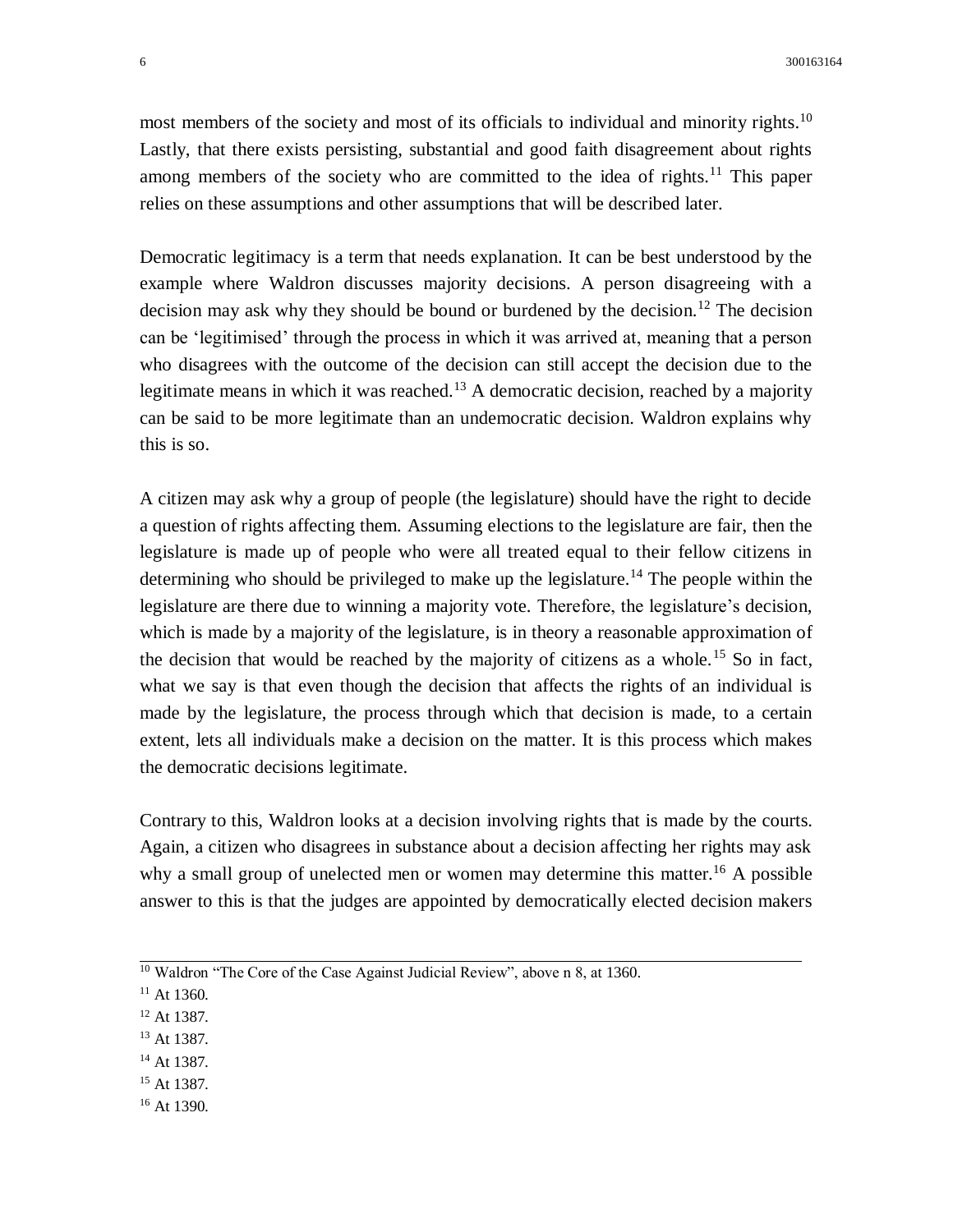most members of the society and most of its officials to individual and minority rights.[10] Lastly, that there exists persisting, substantial and good faith disagreement about rights among members of the society who are committed to the idea of rights.[11] This paper relies on these assumptions and other assumptions that will be described later.

Democratic legitimacy is a term that needs explanation. It can be best understood by the example where Waldron discusses majority decisions. A person disagreeing with a decision may ask why they should be bound or burdened by the decision.[12] The decision can be 'legitimised' through the process in which it was arrived at, meaning that a person who disagrees with the outcome of the decision can still accept the decision due to the legitimate means in which it was reached.[13] A democratic decision, reached by a majority can be said to be more legitimate than an undemocratic decision. Waldron explains why this is so.

A citizen may ask why a group of people (the legislature) should have the right to decide a question of rights affecting them. Assuming elections to the legislature are fair, then the legislature is made up of people who were all treated equal to their fellow citizens in determining who should be privileged to make up the legislature.[14] The people within the legislature are there due to winning a majority vote. Therefore, the legislature's decision, which is made by a majority of the legislature, is in theory a reasonable approximation of the decision that would be reached by the majority of citizens as a whole.[15] So in fact, what we say is that even though the decision that affects the rights of an individual is made by the legislature, the process through which that decision is made, to a certain extent, lets all individuals make a decision on the matter. It is this process which makes the democratic decisions legitimate.

Contrary to this, Waldron looks at a decision involving rights that is made by the courts. Again, a citizen who disagrees in substance about a decision affecting her rights may ask why a small group of unelected men or women may determine this matter.[16] A possible answer to this is that the judges are appointed by democratically elected decision makers

---

[10] Waldron "The Core of the Case Against Judicial Review", above n 8, at 1360.

[11] At 1360.

[12] At 1387.

[13] At 1387.

[14] At 1387.

[15] At 1387.

[16] At 1390.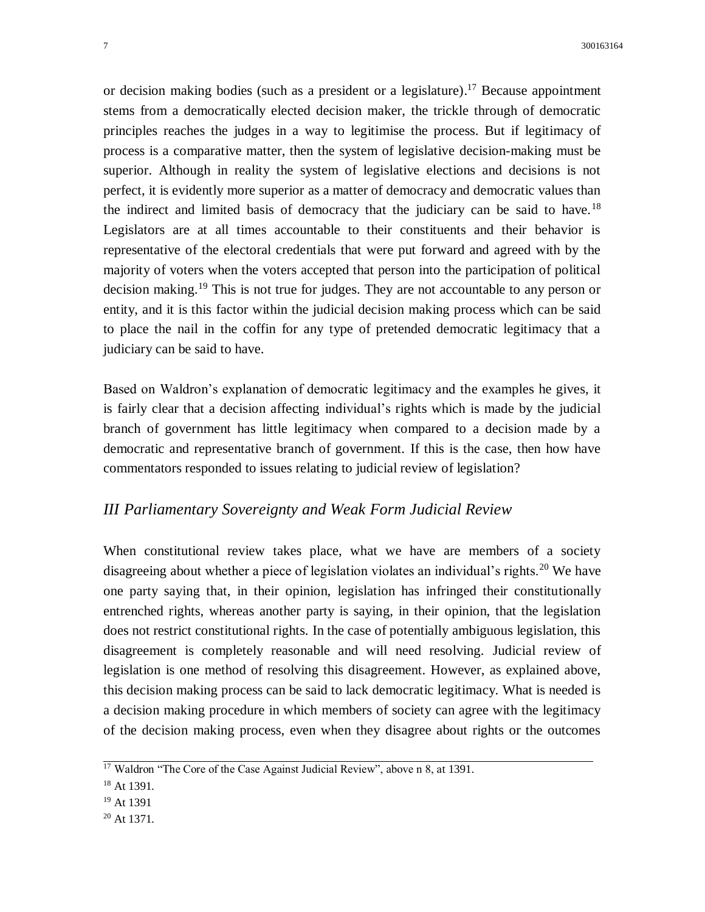or decision making bodies (such as a president or a legislature).[17] Because appointment stems from a democratically elected decision maker, the trickle through of democratic principles reaches the judges in a way to legitimise the process. But if legitimacy of process is a comparative matter, then the system of legislative decision-making must be superior. Although in reality the system of legislative elections and decisions is not perfect, it is evidently more superior as a matter of democracy and democratic values than the indirect and limited basis of democracy that the judiciary can be said to have.[18] Legislators are at all times accountable to their constituents and their behavior is representative of the electoral credentials that were put forward and agreed with by the majority of voters when the voters accepted that person into the participation of political decision making.[19] This is not true for judges. They are not accountable to any person or entity, and it is this factor within the judicial decision making process which can be said to place the nail in the coffin for any type of pretended democratic legitimacy that a judiciary can be said to have.

Based on Waldron's explanation of democratic legitimacy and the examples he gives, it is fairly clear that a decision affecting individual's rights which is made by the judicial branch of government has little legitimacy when compared to a decision made by a democratic and representative branch of government. If this is the case, then how have commentators responded to issues relating to judicial review of legislation?

## *III Parliamentary Sovereignty and Weak Form Judicial Review*

When constitutional review takes place, what we have are members of a society disagreeing about whether a piece of legislation violates an individual's rights.[20] We have one party saying that, in their opinion, legislation has infringed their constitutionally entrenched rights, whereas another party is saying, in their opinion, that the legislation does not restrict constitutional rights. In the case of potentially ambiguous legislation, this disagreement is completely reasonable and will need resolving. Judicial review of legislation is one method of resolving this disagreement. However, as explained above, this decision making process can be said to lack democratic legitimacy. What is needed is a decision making procedure in which members of society can agree with the legitimacy of the decision making process, even when they disagree about rights or the outcomes

---

[17] Waldron "The Core of the Case Against Judicial Review", above n 8, at 1391.

[18] At 1391.

[19] At 1391

[20] At 1371.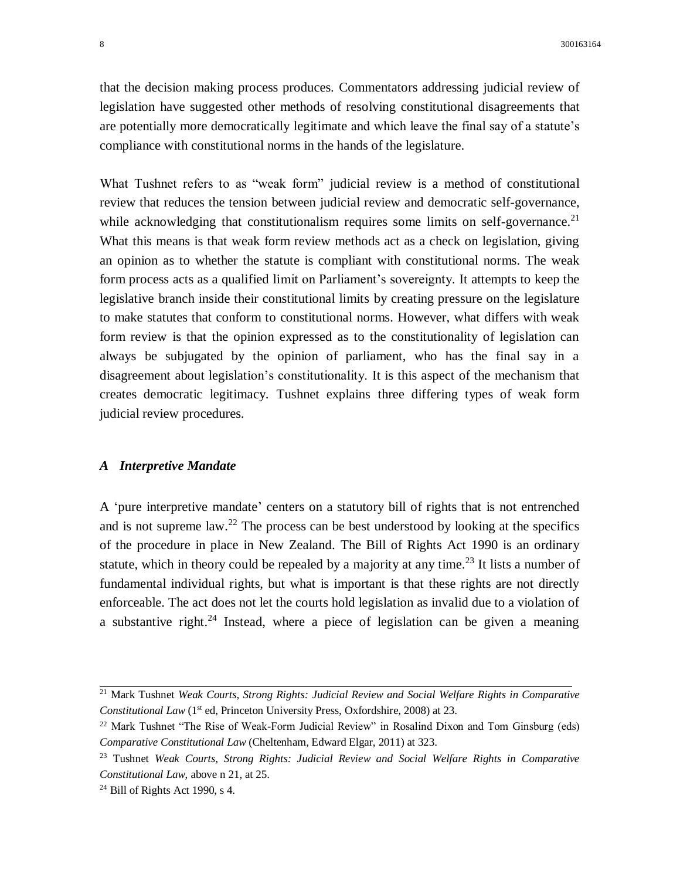that the decision making process produces. Commentators addressing judicial review of legislation have suggested other methods of resolving constitutional disagreements that are potentially more democratically legitimate and which leave the final say of a statute's compliance with constitutional norms in the hands of the legislature.

What Tushnet refers to as "weak form" judicial review is a method of constitutional review that reduces the tension between judicial review and democratic self-governance, while acknowledging that constitutionalism requires some limits on self-governance.[21] What this means is that weak form review methods act as a check on legislation, giving an opinion as to whether the statute is compliant with constitutional norms. The weak form process acts as a qualified limit on Parliament's sovereignty. It attempts to keep the legislative branch inside their constitutional limits by creating pressure on the legislature to make statutes that conform to constitutional norms. However, what differs with weak form review is that the opinion expressed as to the constitutionality of legislation can always be subjugated by the opinion of parliament, who has the final say in a disagreement about legislation's constitutionality. It is this aspect of the mechanism that creates democratic legitimacy. Tushnet explains three differing types of weak form judicial review procedures.

### *A Interpretive Mandate*

A 'pure interpretive mandate' centers on a statutory bill of rights that is not entrenched and is not supreme law.[22] The process can be best understood by looking at the specifics of the procedure in place in New Zealand. The Bill of Rights Act 1990 is an ordinary statute, which in theory could be repealed by a majority at any time.[23] It lists a number of fundamental individual rights, but what is important is that these rights are not directly enforceable. The act does not let the courts hold legislation as invalid due to a violation of a substantive right.[24] Instead, where a piece of legislation can be given a meaning

---

[21] Mark Tushnet *Weak Courts, Strong Rights: Judicial Review and Social Welfare Rights in Comparative Constitutional Law* (1st ed, Princeton University Press, Oxfordshire, 2008) at 23.

[22] Mark Tushnet "The Rise of Weak-Form Judicial Review" in Rosalind Dixon and Tom Ginsburg (eds) *Comparative Constitutional Law* (Cheltenham, Edward Elgar, 2011) at 323.

[23] Tushnet *Weak Courts, Strong Rights: Judicial Review and Social Welfare Rights in Comparative Constitutional Law*, above n 21, at 25.

[24] Bill of Rights Act 1990, s 4.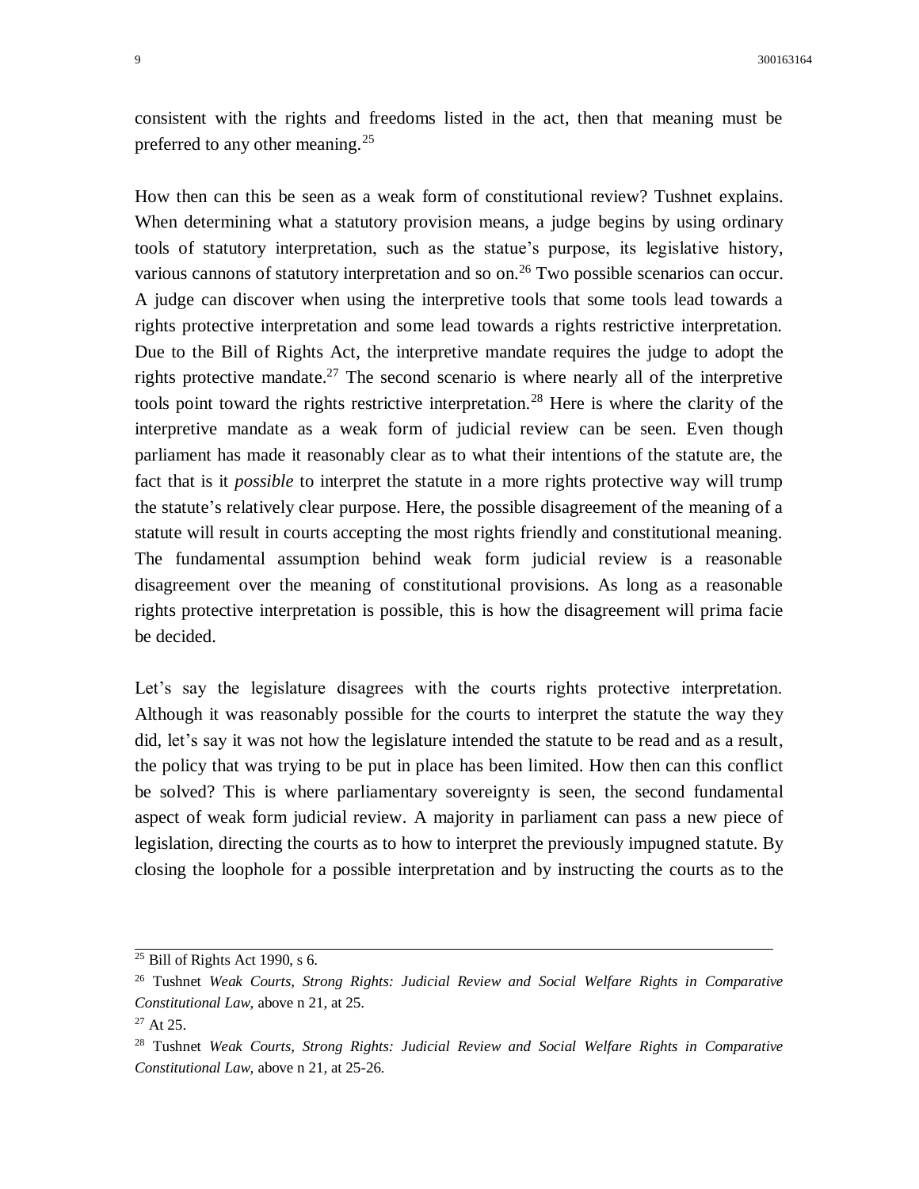consistent with the rights and freedoms listed in the act, then that meaning must be preferred to any other meaning.[25]

How then can this be seen as a weak form of constitutional review? Tushnet explains. When determining what a statutory provision means, a judge begins by using ordinary tools of statutory interpretation, such as the statue's purpose, its legislative history, various cannons of statutory interpretation and so on.[26] Two possible scenarios can occur. A judge can discover when using the interpretive tools that some tools lead towards a rights protective interpretation and some lead towards a rights restrictive interpretation. Due to the Bill of Rights Act, the interpretive mandate requires the judge to adopt the rights protective mandate.[27] The second scenario is where nearly all of the interpretive tools point toward the rights restrictive interpretation.[28] Here is where the clarity of the interpretive mandate as a weak form of judicial review can be seen. Even though parliament has made it reasonably clear as to what their intentions of the statute are, the fact that is it *possible* to interpret the statute in a more rights protective way will trump the statute's relatively clear purpose. Here, the possible disagreement of the meaning of a statute will result in courts accepting the most rights friendly and constitutional meaning. The fundamental assumption behind weak form judicial review is a reasonable disagreement over the meaning of constitutional provisions. As long as a reasonable rights protective interpretation is possible, this is how the disagreement will prima facie be decided.

Let's say the legislature disagrees with the courts rights protective interpretation. Although it was reasonably possible for the courts to interpret the statute the way they did, let's say it was not how the legislature intended the statute to be read and as a result, the policy that was trying to be put in place has been limited. How then can this conflict be solved? This is where parliamentary sovereignty is seen, the second fundamental aspect of weak form judicial review. A majority in parliament can pass a new piece of legislation, directing the courts as to how to interpret the previously impugned statute. By closing the loophole for a possible interpretation and by instructing the courts as to the

---

[25] Bill of Rights Act 1990, s 6.

[26] Tushnet *Weak Courts, Strong Rights: Judicial Review and Social Welfare Rights in Comparative Constitutional Law*, above n 21, at 25.

[27] At 25.

[28] Tushnet *Weak Courts, Strong Rights: Judicial Review and Social Welfare Rights in Comparative Constitutional Law*, above n 21, at 25-26.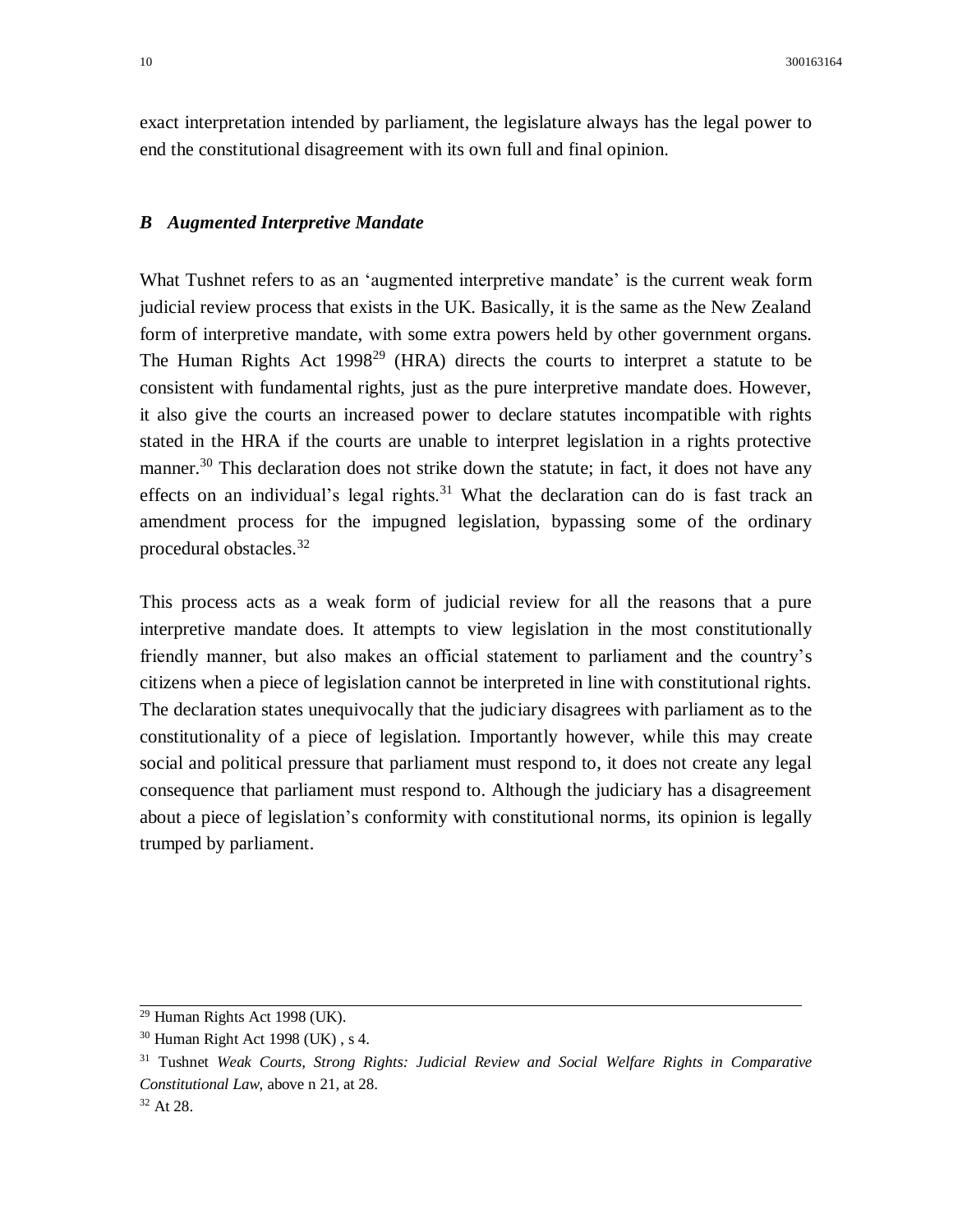exact interpretation intended by parliament, the legislature always has the legal power to end the constitutional disagreement with its own full and final opinion.

### *B Augmented Interpretive Mandate*

What Tushnet refers to as an 'augmented interpretive mandate' is the current weak form judicial review process that exists in the UK. Basically, it is the same as the New Zealand form of interpretive mandate, with some extra powers held by other government organs. The Human Rights Act 1998[29] (HRA) directs the courts to interpret a statute to be consistent with fundamental rights, just as the pure interpretive mandate does. However, it also give the courts an increased power to declare statutes incompatible with rights stated in the HRA if the courts are unable to interpret legislation in a rights protective manner.[30] This declaration does not strike down the statute; in fact, it does not have any effects on an individual's legal rights.[31] What the declaration can do is fast track an amendment process for the impugned legislation, bypassing some of the ordinary procedural obstacles.[32]

This process acts as a weak form of judicial review for all the reasons that a pure interpretive mandate does. It attempts to view legislation in the most constitutionally friendly manner, but also makes an official statement to parliament and the country's citizens when a piece of legislation cannot be interpreted in line with constitutional rights. The declaration states unequivocally that the judiciary disagrees with parliament as to the constitutionality of a piece of legislation. Importantly however, while this may create social and political pressure that parliament must respond to, it does not create any legal consequence that parliament must respond to. Although the judiciary has a disagreement about a piece of legislation's conformity with constitutional norms, its opinion is legally trumped by parliament.

---

[29] Human Rights Act 1998 (UK).

[30] Human Right Act 1998 (UK) , s 4.

[31] Tushnet *Weak Courts, Strong Rights: Judicial Review and Social Welfare Rights in Comparative Constitutional Law*, above n 21, at 28.

[32] At 28.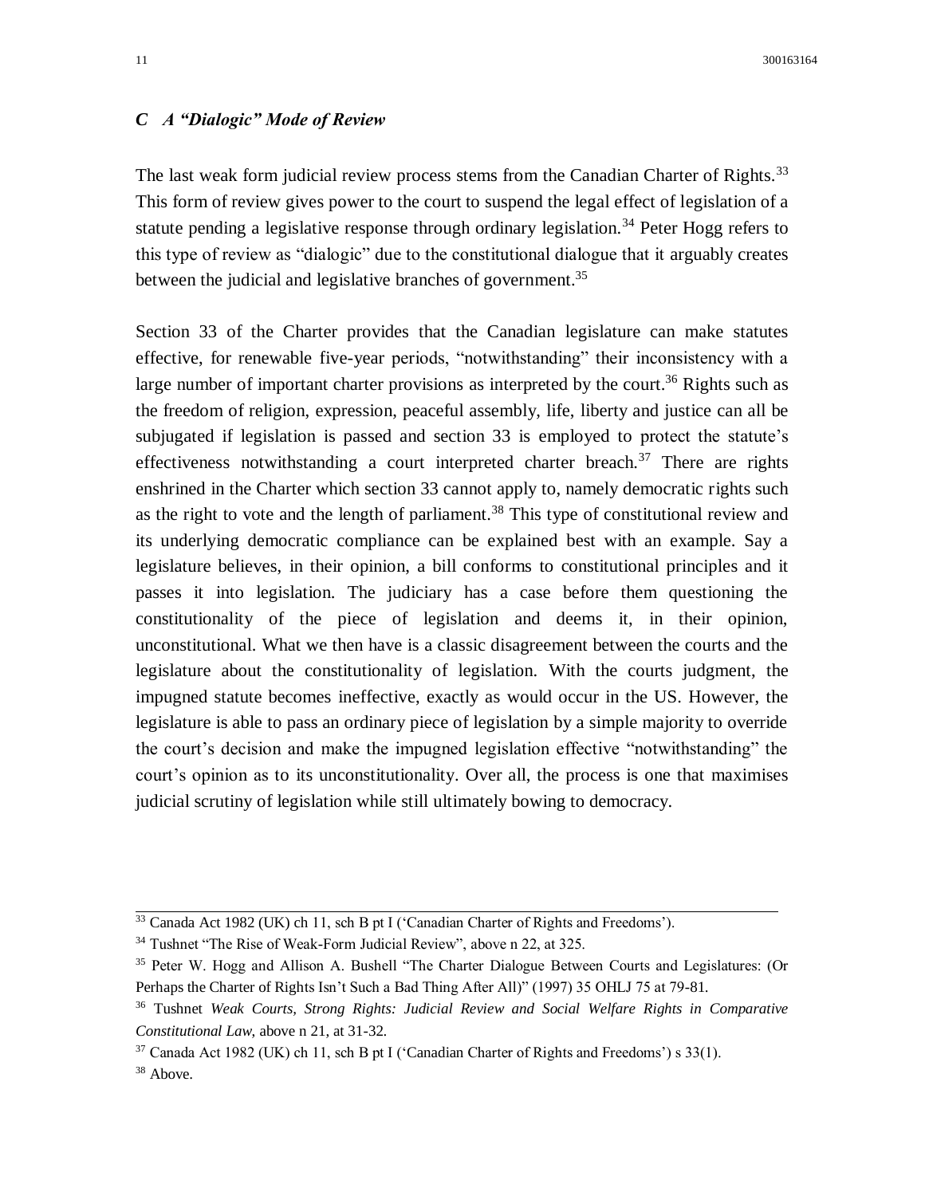### *C A "Dialogic" Mode of Review*

The last weak form judicial review process stems from the Canadian Charter of Rights.[33] This form of review gives power to the court to suspend the legal effect of legislation of a statute pending a legislative response through ordinary legislation.[34] Peter Hogg refers to this type of review as "dialogic" due to the constitutional dialogue that it arguably creates between the judicial and legislative branches of government.[35]

Section 33 of the Charter provides that the Canadian legislature can make statutes effective, for renewable five-year periods, "notwithstanding" their inconsistency with a large number of important charter provisions as interpreted by the court.[36] Rights such as the freedom of religion, expression, peaceful assembly, life, liberty and justice can all be subjugated if legislation is passed and section 33 is employed to protect the statute's effectiveness notwithstanding a court interpreted charter breach.[37] There are rights enshrined in the Charter which section 33 cannot apply to, namely democratic rights such as the right to vote and the length of parliament.[38] This type of constitutional review and its underlying democratic compliance can be explained best with an example. Say a legislature believes, in their opinion, a bill conforms to constitutional principles and it passes it into legislation. The judiciary has a case before them questioning the constitutionality of the piece of legislation and deems it, in their opinion, unconstitutional. What we then have is a classic disagreement between the courts and the legislature about the constitutionality of legislation. With the courts judgment, the impugned statute becomes ineffective, exactly as would occur in the US. However, the legislature is able to pass an ordinary piece of legislation by a simple majority to override the court's decision and make the impugned legislation effective "notwithstanding" the court's opinion as to its unconstitutionality. Over all, the process is one that maximises judicial scrutiny of legislation while still ultimately bowing to democracy.

---

[33] Canada Act 1982 (UK) ch 11, sch B pt I ('Canadian Charter of Rights and Freedoms').

[34] Tushnet "The Rise of Weak-Form Judicial Review", above n 22, at 325.

[35] Peter W. Hogg and Allison A. Bushell "The Charter Dialogue Between Courts and Legislatures: (Or Perhaps the Charter of Rights Isn't Such a Bad Thing After All)" (1997) 35 OHLJ 75 at 79-81.

[36] Tushnet *Weak Courts, Strong Rights: Judicial Review and Social Welfare Rights in Comparative Constitutional Law*, above n 21, at 31-32.

[37] Canada Act 1982 (UK) ch 11, sch B pt I ('Canadian Charter of Rights and Freedoms') s 33(1).

[38] Above.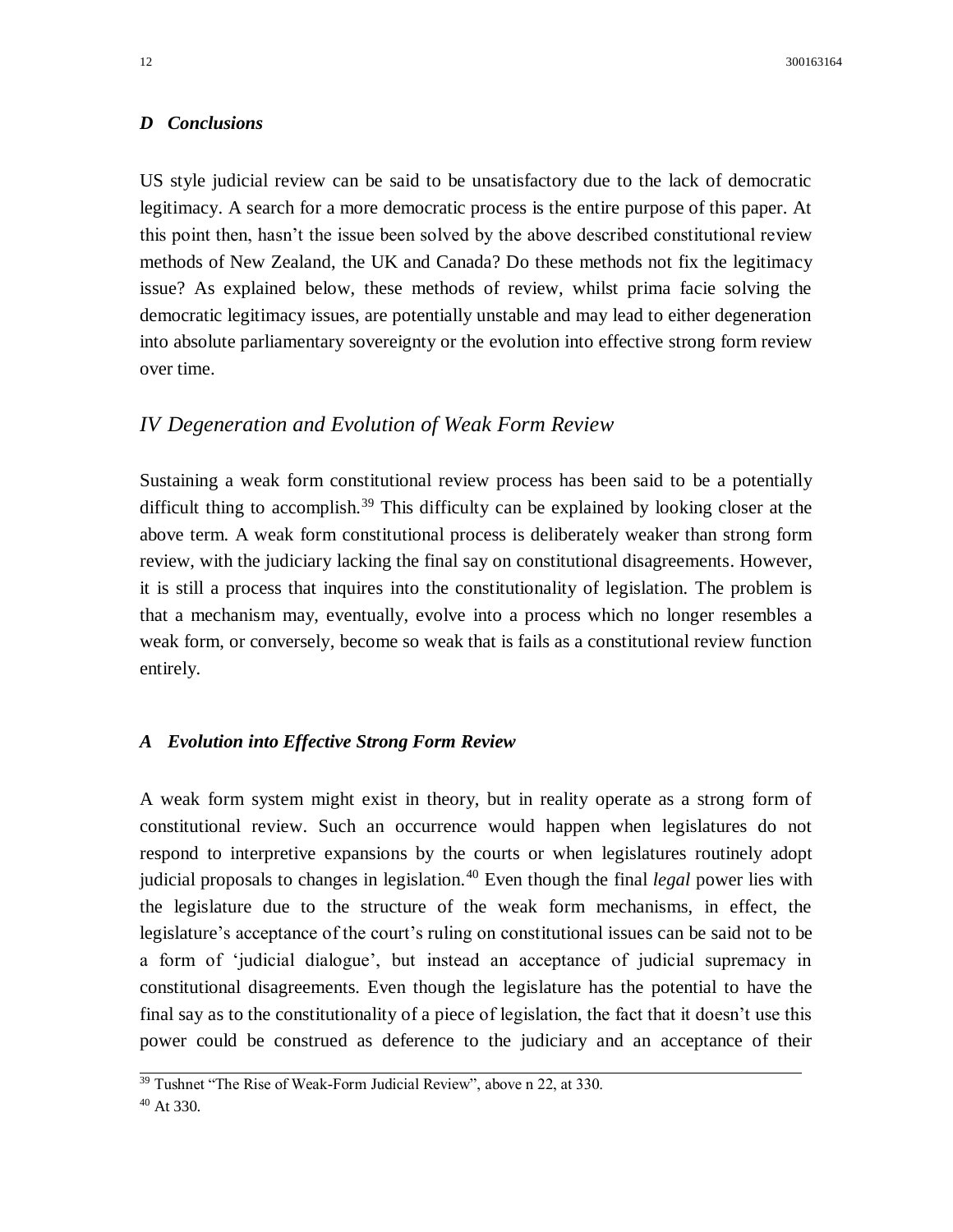### *D Conclusions*

US style judicial review can be said to be unsatisfactory due to the lack of democratic legitimacy. A search for a more democratic process is the entire purpose of this paper. At this point then, hasn't the issue been solved by the above described constitutional review methods of New Zealand, the UK and Canada? Do these methods not fix the legitimacy issue? As explained below, these methods of review, whilst prima facie solving the democratic legitimacy issues, are potentially unstable and may lead to either degeneration into absolute parliamentary sovereignty or the evolution into effective strong form review over time.

## *IV Degeneration and Evolution of Weak Form Review*

Sustaining a weak form constitutional review process has been said to be a potentially difficult thing to accomplish.[39] This difficulty can be explained by looking closer at the above term. A weak form constitutional process is deliberately weaker than strong form review, with the judiciary lacking the final say on constitutional disagreements. However, it is still a process that inquires into the constitutionality of legislation. The problem is that a mechanism may, eventually, evolve into a process which no longer resembles a weak form, or conversely, become so weak that is fails as a constitutional review function entirely.

### *A Evolution into Effective Strong Form Review*

A weak form system might exist in theory, but in reality operate as a strong form of constitutional review. Such an occurrence would happen when legislatures do not respond to interpretive expansions by the courts or when legislatures routinely adopt judicial proposals to changes in legislation.[40] Even though the final *legal* power lies with the legislature due to the structure of the weak form mechanisms, in effect, the legislature's acceptance of the court's ruling on constitutional issues can be said not to be a form of 'judicial dialogue', but instead an acceptance of judicial supremacy in constitutional disagreements. Even though the legislature has the potential to have the final say as to the constitutionality of a piece of legislation, the fact that it doesn't use this power could be construed as deference to the judiciary and an acceptance of their

---

[39] Tushnet "The Rise of Weak-Form Judicial Review", above n 22, at 330.

[40] At 330.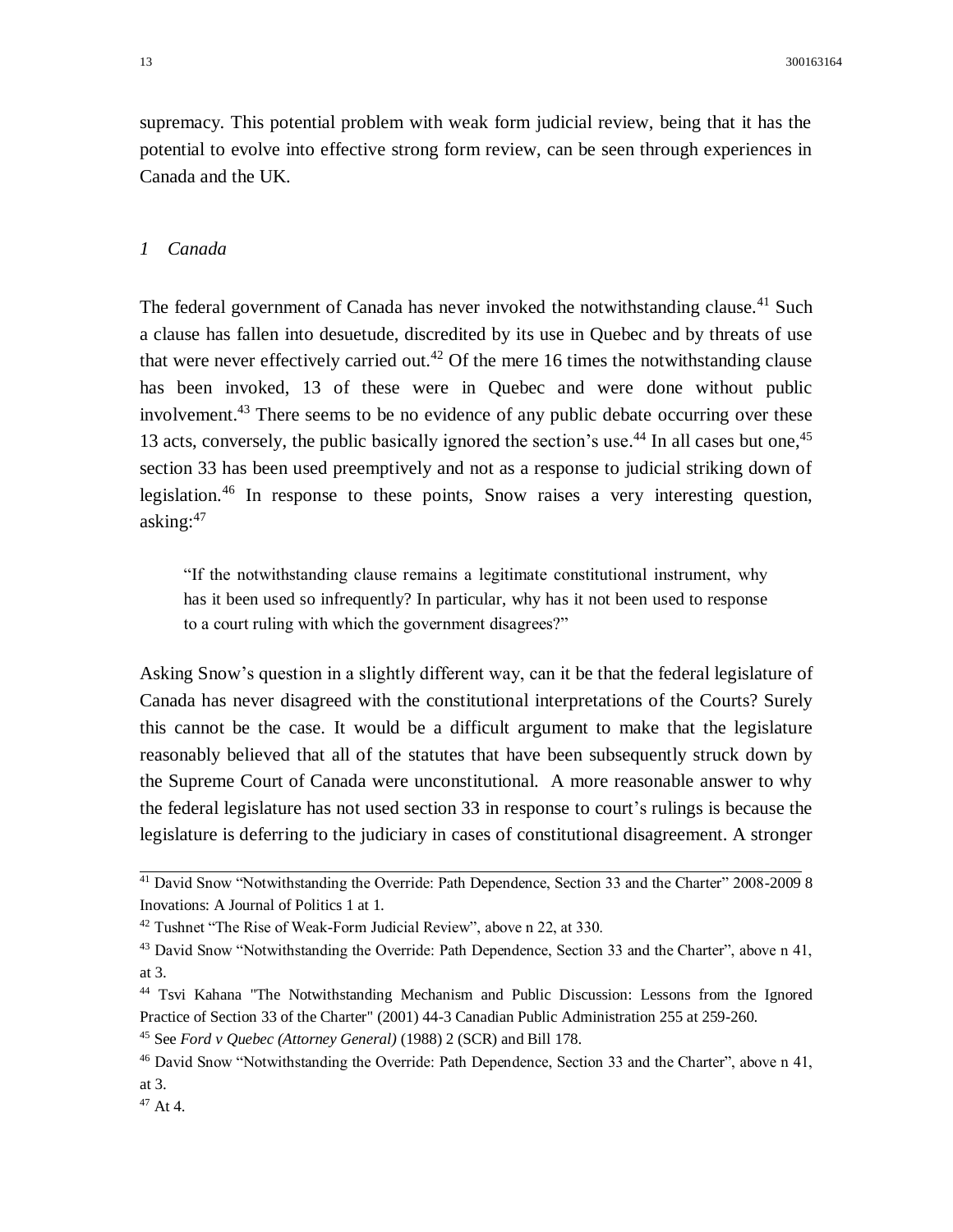supremacy. This potential problem with weak form judicial review, being that it has the potential to evolve into effective strong form review, can be seen through experiences in Canada and the UK.

### *1 Canada*

The federal government of Canada has never invoked the notwithstanding clause.[41] Such a clause has fallen into desuetude, discredited by its use in Quebec and by threats of use that were never effectively carried out.[42] Of the mere 16 times the notwithstanding clause has been invoked, 13 of these were in Quebec and were done without public involvement.[43] There seems to be no evidence of any public debate occurring over these 13 acts, conversely, the public basically ignored the section's use.[44] In all cases but one,[45] section 33 has been used preemptively and not as a response to judicial striking down of legislation.[46] In response to these points, Snow raises a very interesting question, asking:[47]

> "If the notwithstanding clause remains a legitimate constitutional instrument, why has it been used so infrequently? In particular, why has it not been used to response to a court ruling with which the government disagrees?"

Asking Snow's question in a slightly different way, can it be that the federal legislature of Canada has never disagreed with the constitutional interpretations of the Courts? Surely this cannot be the case. It would be a difficult argument to make that the legislature reasonably believed that all of the statutes that have been subsequently struck down by the Supreme Court of Canada were unconstitutional. A more reasonable answer to why the federal legislature has not used section 33 in response to court's rulings is because the legislature is deferring to the judiciary in cases of constitutional disagreement. A stronger

---

[41] David Snow "Notwithstanding the Override: Path Dependence, Section 33 and the Charter" 2008-2009 8 Inovations: A Journal of Politics 1 at 1.

[42] Tushnet "The Rise of Weak-Form Judicial Review", above n 22, at 330.

[43] David Snow "Notwithstanding the Override: Path Dependence, Section 33 and the Charter", above n 41, at 3.

[44] Tsvi Kahana "The Notwithstanding Mechanism and Public Discussion: Lessons from the Ignored Practice of Section 33 of the Charter" (2001) 44-3 Canadian Public Administration 255 at 259-260.

[45] See *Ford v Quebec (Attorney General)* (1988) 2 (SCR) and Bill 178.

[46] David Snow "Notwithstanding the Override: Path Dependence, Section 33 and the Charter", above n 41, at 3.

[47] At 4.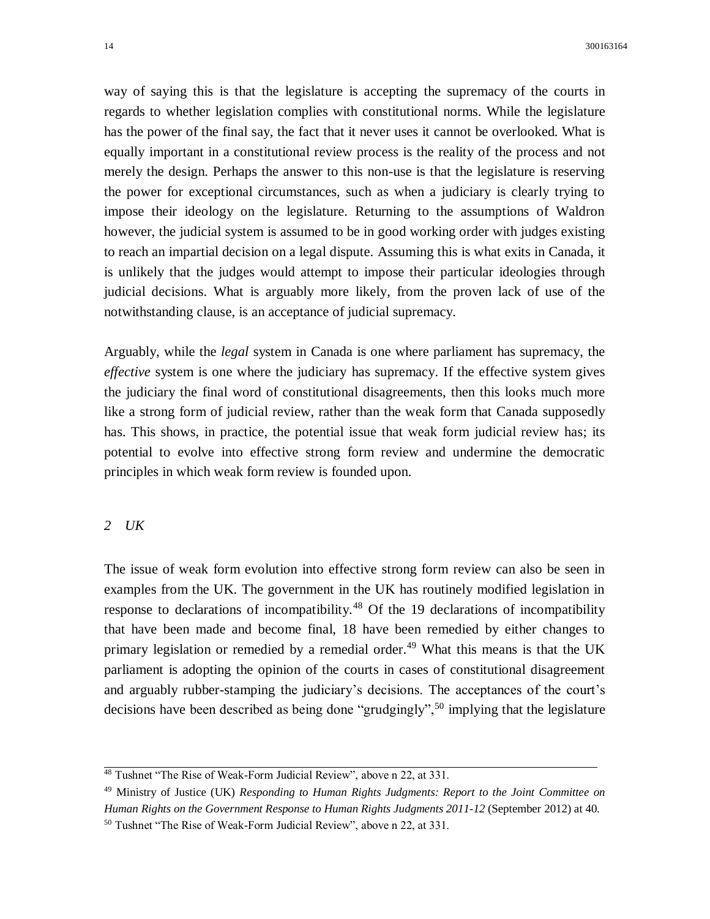way of saying this is that the legislature is accepting the supremacy of the courts in regards to whether legislation complies with constitutional norms. While the legislature has the power of the final say, the fact that it never uses it cannot be overlooked. What is equally important in a constitutional review process is the reality of the process and not merely the design. Perhaps the answer to this non-use is that the legislature is reserving the power for exceptional circumstances, such as when a judiciary is clearly trying to impose their ideology on the legislature. Returning to the assumptions of Waldron however, the judicial system is assumed to be in good working order with judges existing to reach an impartial decision on a legal dispute. Assuming this is what exits in Canada, it is unlikely that the judges would attempt to impose their particular ideologies through judicial decisions. What is arguably more likely, from the proven lack of use of the notwithstanding clause, is an acceptance of judicial supremacy.

Arguably, while the *legal* system in Canada is one where parliament has supremacy, the *effective* system is one where the judiciary has supremacy. If the effective system gives the judiciary the final word of constitutional disagreements, then this looks much more like a strong form of judicial review, rather than the weak form that Canada supposedly has. This shows, in practice, the potential issue that weak form judicial review has; its potential to evolve into effective strong form review and undermine the democratic principles in which weak form review is founded upon.

### *2 UK*

The issue of weak form evolution into effective strong form review can also be seen in examples from the UK. The government in the UK has routinely modified legislation in response to declarations of incompatibility.[48] Of the 19 declarations of incompatibility that have been made and become final, 18 have been remedied by either changes to primary legislation or remedied by a remedial order.[49] What this means is that the UK parliament is adopting the opinion of the courts in cases of constitutional disagreement and arguably rubber-stamping the judiciary's decisions. The acceptances of the court's decisions have been described as being done "grudgingly",[50] implying that the legislature

---

[48] Tushnet "The Rise of Weak-Form Judicial Review", above n 22, at 331.

[49] Ministry of Justice (UK) *Responding to Human Rights Judgments: Report to the Joint Committee on Human Rights on the Government Response to Human Rights Judgments 2011-12* (September 2012) at 40.

[50] Tushnet "The Rise of Weak-Form Judicial Review", above n 22, at 331.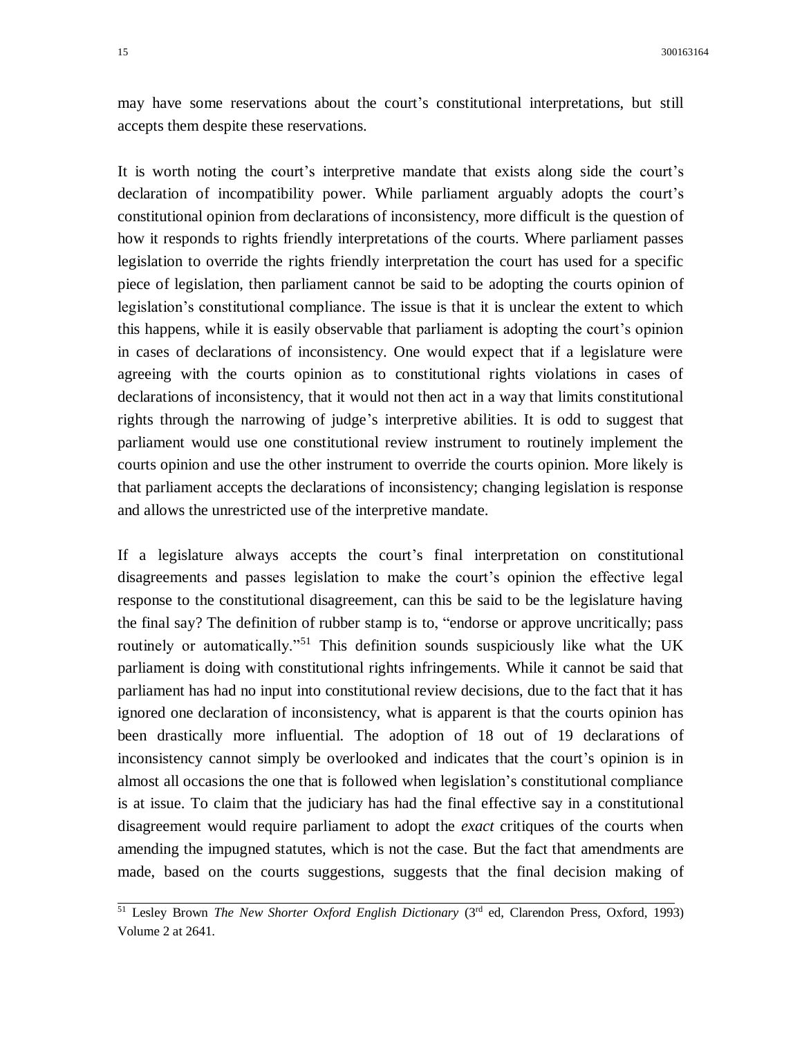may have some reservations about the court's constitutional interpretations, but still accepts them despite these reservations.

It is worth noting the court's interpretive mandate that exists along side the court's declaration of incompatibility power. While parliament arguably adopts the court's constitutional opinion from declarations of inconsistency, more difficult is the question of how it responds to rights friendly interpretations of the courts. Where parliament passes legislation to override the rights friendly interpretation the court has used for a specific piece of legislation, then parliament cannot be said to be adopting the courts opinion of legislation's constitutional compliance. The issue is that it is unclear the extent to which this happens, while it is easily observable that parliament is adopting the court's opinion in cases of declarations of inconsistency. One would expect that if a legislature were agreeing with the courts opinion as to constitutional rights violations in cases of declarations of inconsistency, that it would not then act in a way that limits constitutional rights through the narrowing of judge's interpretive abilities. It is odd to suggest that parliament would use one constitutional review instrument to routinely implement the courts opinion and use the other instrument to override the courts opinion. More likely is that parliament accepts the declarations of inconsistency; changing legislation is response and allows the unrestricted use of the interpretive mandate.

If a legislature always accepts the court's final interpretation on constitutional disagreements and passes legislation to make the court's opinion the effective legal response to the constitutional disagreement, can this be said to be the legislature having the final say? The definition of rubber stamp is to, "endorse or approve uncritically; pass routinely or automatically."[51] This definition sounds suspiciously like what the UK parliament is doing with constitutional rights infringements. While it cannot be said that parliament has had no input into constitutional review decisions, due to the fact that it has ignored one declaration of inconsistency, what is apparent is that the courts opinion has been drastically more influential. The adoption of 18 out of 19 declarations of inconsistency cannot simply be overlooked and indicates that the court's opinion is in almost all occasions the one that is followed when legislation's constitutional compliance is at issue. To claim that the judiciary has had the final effective say in a constitutional disagreement would require parliament to adopt the *exact* critiques of the courts when amending the impugned statutes, which is not the case. But the fact that amendments are made, based on the courts suggestions, suggests that the final decision making of

---

[51] Lesley Brown *The New Shorter Oxford English Dictionary* (3rd ed, Clarendon Press, Oxford, 1993) Volume 2 at 2641.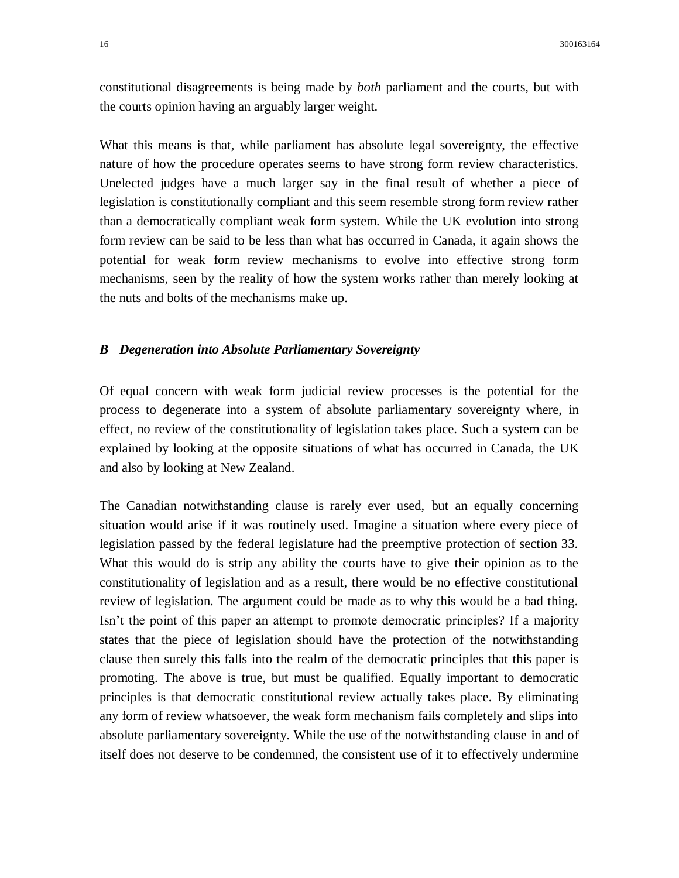constitutional disagreements is being made by *both* parliament and the courts, but with the courts opinion having an arguably larger weight.

What this means is that, while parliament has absolute legal sovereignty, the effective nature of how the procedure operates seems to have strong form review characteristics. Unelected judges have a much larger say in the final result of whether a piece of legislation is constitutionally compliant and this seem resemble strong form review rather than a democratically compliant weak form system. While the UK evolution into strong form review can be said to be less than what has occurred in Canada, it again shows the potential for weak form review mechanisms to evolve into effective strong form mechanisms, seen by the reality of how the system works rather than merely looking at the nuts and bolts of the mechanisms make up.

### *B Degeneration into Absolute Parliamentary Sovereignty*

Of equal concern with weak form judicial review processes is the potential for the process to degenerate into a system of absolute parliamentary sovereignty where, in effect, no review of the constitutionality of legislation takes place. Such a system can be explained by looking at the opposite situations of what has occurred in Canada, the UK and also by looking at New Zealand.

The Canadian notwithstanding clause is rarely ever used, but an equally concerning situation would arise if it was routinely used. Imagine a situation where every piece of legislation passed by the federal legislature had the preemptive protection of section 33. What this would do is strip any ability the courts have to give their opinion as to the constitutionality of legislation and as a result, there would be no effective constitutional review of legislation. The argument could be made as to why this would be a bad thing. Isn't the point of this paper an attempt to promote democratic principles? If a majority states that the piece of legislation should have the protection of the notwithstanding clause then surely this falls into the realm of the democratic principles that this paper is promoting. The above is true, but must be qualified. Equally important to democratic principles is that democratic constitutional review actually takes place. By eliminating any form of review whatsoever, the weak form mechanism fails completely and slips into absolute parliamentary sovereignty. While the use of the notwithstanding clause in and of itself does not deserve to be condemned, the consistent use of it to effectively undermine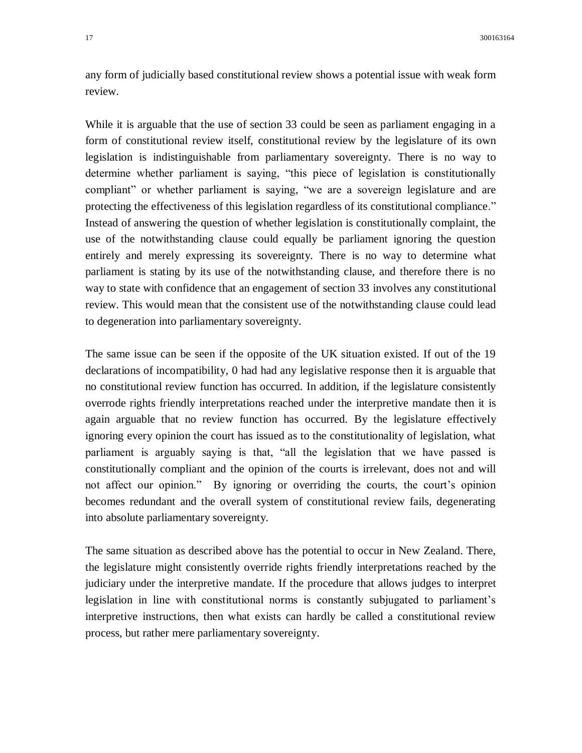any form of judicially based constitutional review shows a potential issue with weak form review.

While it is arguable that the use of section 33 could be seen as parliament engaging in a form of constitutional review itself, constitutional review by the legislature of its own legislation is indistinguishable from parliamentary sovereignty. There is no way to determine whether parliament is saying, "this piece of legislation is constitutionally compliant" or whether parliament is saying, "we are a sovereign legislature and are protecting the effectiveness of this legislation regardless of its constitutional compliance." Instead of answering the question of whether legislation is constitutionally complaint, the use of the notwithstanding clause could equally be parliament ignoring the question entirely and merely expressing its sovereignty. There is no way to determine what parliament is stating by its use of the notwithstanding clause, and therefore there is no way to state with confidence that an engagement of section 33 involves any constitutional review. This would mean that the consistent use of the notwithstanding clause could lead to degeneration into parliamentary sovereignty.

The same issue can be seen if the opposite of the UK situation existed. If out of the 19 declarations of incompatibility, 0 had had any legislative response then it is arguable that no constitutional review function has occurred. In addition, if the legislature consistently overrode rights friendly interpretations reached under the interpretive mandate then it is again arguable that no review function has occurred. By the legislature effectively ignoring every opinion the court has issued as to the constitutionality of legislation, what parliament is arguably saying is that, "all the legislation that we have passed is constitutionally compliant and the opinion of the courts is irrelevant, does not and will not affect our opinion." By ignoring or overriding the courts, the court's opinion becomes redundant and the overall system of constitutional review fails, degenerating into absolute parliamentary sovereignty.

The same situation as described above has the potential to occur in New Zealand. There, the legislature might consistently override rights friendly interpretations reached by the judiciary under the interpretive mandate. If the procedure that allows judges to interpret legislation in line with constitutional norms is constantly subjugated to parliament's interpretive instructions, then what exists can hardly be called a constitutional review process, but rather mere parliamentary sovereignty.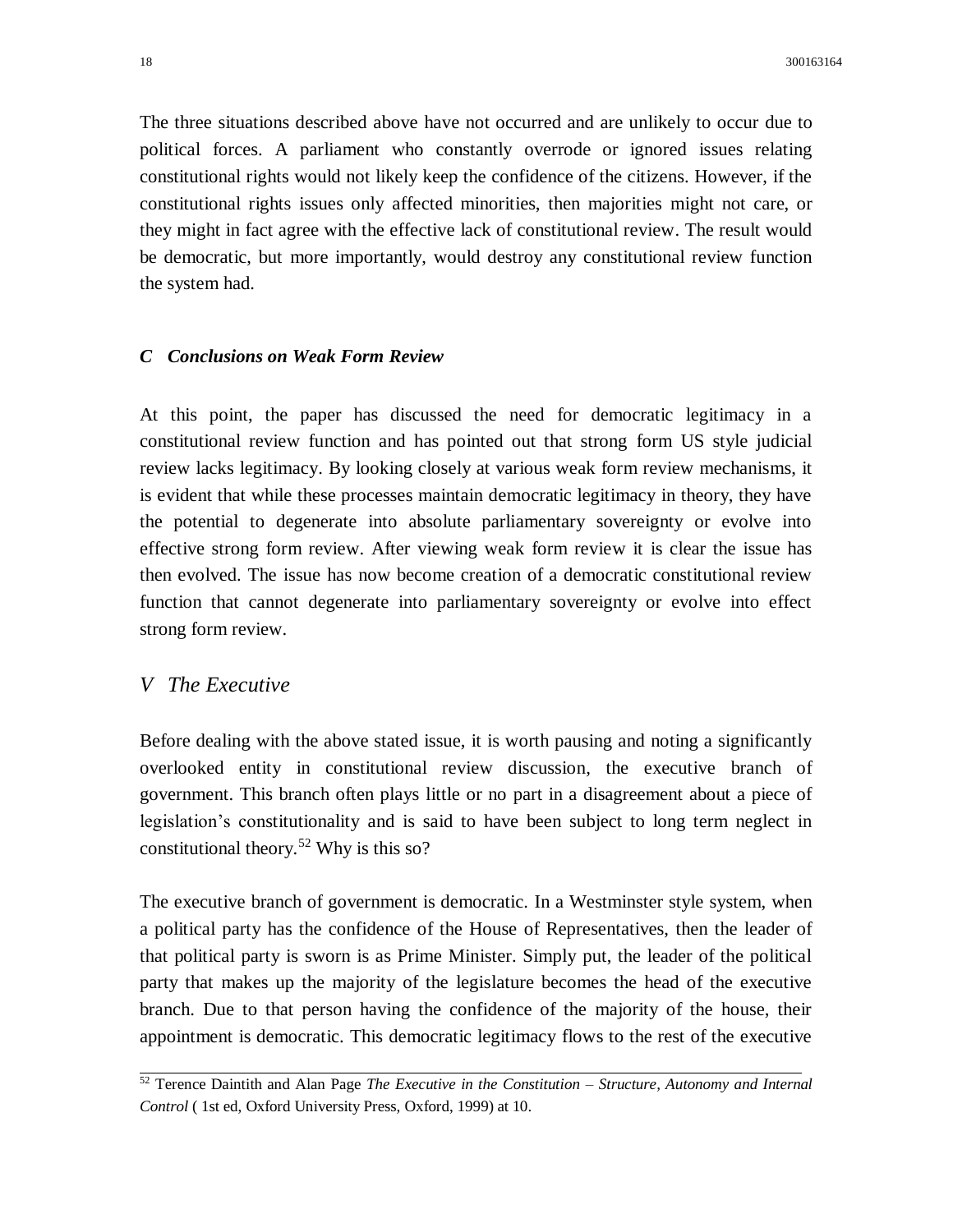The three situations described above have not occurred and are unlikely to occur due to political forces. A parliament who constantly overrode or ignored issues relating constitutional rights would not likely keep the confidence of the citizens. However, if the constitutional rights issues only affected minorities, then majorities might not care, or they might in fact agree with the effective lack of constitutional review. The result would be democratic, but more importantly, would destroy any constitutional review function the system had.

### *C Conclusions on Weak Form Review*

At this point, the paper has discussed the need for democratic legitimacy in a constitutional review function and has pointed out that strong form US style judicial review lacks legitimacy. By looking closely at various weak form review mechanisms, it is evident that while these processes maintain democratic legitimacy in theory, they have the potential to degenerate into absolute parliamentary sovereignty or evolve into effective strong form review. After viewing weak form review it is clear the issue has then evolved. The issue has now become creation of a democratic constitutional review function that cannot degenerate into parliamentary sovereignty or evolve into effect strong form review.

## *V The Executive*

Before dealing with the above stated issue, it is worth pausing and noting a significantly overlooked entity in constitutional review discussion, the executive branch of government. This branch often plays little or no part in a disagreement about a piece of legislation's constitutionality and is said to have been subject to long term neglect in constitutional theory.[52] Why is this so?

The executive branch of government is democratic. In a Westminster style system, when a political party has the confidence of the House of Representatives, then the leader of that political party is sworn is as Prime Minister. Simply put, the leader of the political party that makes up the majority of the legislature becomes the head of the executive branch. Due to that person having the confidence of the majority of the house, their appointment is democratic. This democratic legitimacy flows to the rest of the executive

---

[52] Terence Daintith and Alan Page *The Executive in the Constitution – Structure, Autonomy and Internal Control* ( 1st ed, Oxford University Press, Oxford, 1999) at 10.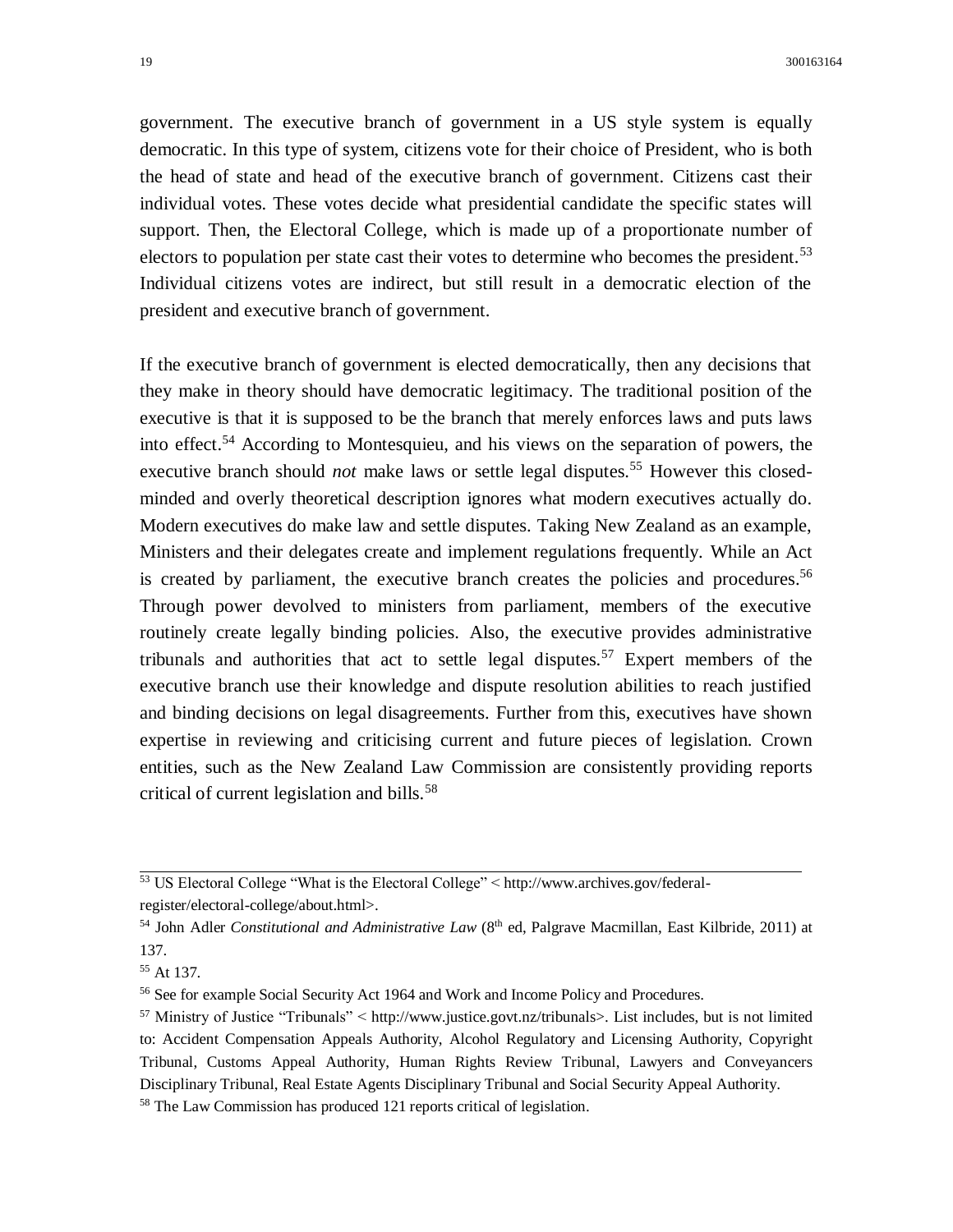government. The executive branch of government in a US style system is equally democratic. In this type of system, citizens vote for their choice of President, who is both the head of state and head of the executive branch of government. Citizens cast their individual votes. These votes decide what presidential candidate the specific states will support. Then, the Electoral College, which is made up of a proportionate number of electors to population per state cast their votes to determine who becomes the president.[53] Individual citizens votes are indirect, but still result in a democratic election of the president and executive branch of government.

If the executive branch of government is elected democratically, then any decisions that they make in theory should have democratic legitimacy. The traditional position of the executive is that it is supposed to be the branch that merely enforces laws and puts laws into effect.[54] According to Montesquieu, and his views on the separation of powers, the executive branch should *not* make laws or settle legal disputes.[55] However this closed-minded and overly theoretical description ignores what modern executives actually do. Modern executives do make law and settle disputes. Taking New Zealand as an example, Ministers and their delegates create and implement regulations frequently. While an Act is created by parliament, the executive branch creates the policies and procedures.[56] Through power devolved to ministers from parliament, members of the executive routinely create legally binding policies. Also, the executive provides administrative tribunals and authorities that act to settle legal disputes.[57] Expert members of the executive branch use their knowledge and dispute resolution abilities to reach justified and binding decisions on legal disagreements. Further from this, executives have shown expertise in reviewing and criticising current and future pieces of legislation. Crown entities, such as the New Zealand Law Commission are consistently providing reports critical of current legislation and bills.[58]

---

[53] US Electoral College "What is the Electoral College" < http://www.archives.gov/federal-register/electoral-college/about.html>.

[54] John Adler *Constitutional and Administrative Law* (8th ed, Palgrave Macmillan, East Kilbride, 2011) at 137.

[55] At 137.

[56] See for example Social Security Act 1964 and Work and Income Policy and Procedures.

[57] Ministry of Justice "Tribunals" < http://www.justice.govt.nz/tribunals>. List includes, but is not limited to: Accident Compensation Appeals Authority, Alcohol Regulatory and Licensing Authority, Copyright Tribunal, Customs Appeal Authority, Human Rights Review Tribunal, Lawyers and Conveyancers Disciplinary Tribunal, Real Estate Agents Disciplinary Tribunal and Social Security Appeal Authority.

[58] The Law Commission has produced 121 reports critical of legislation.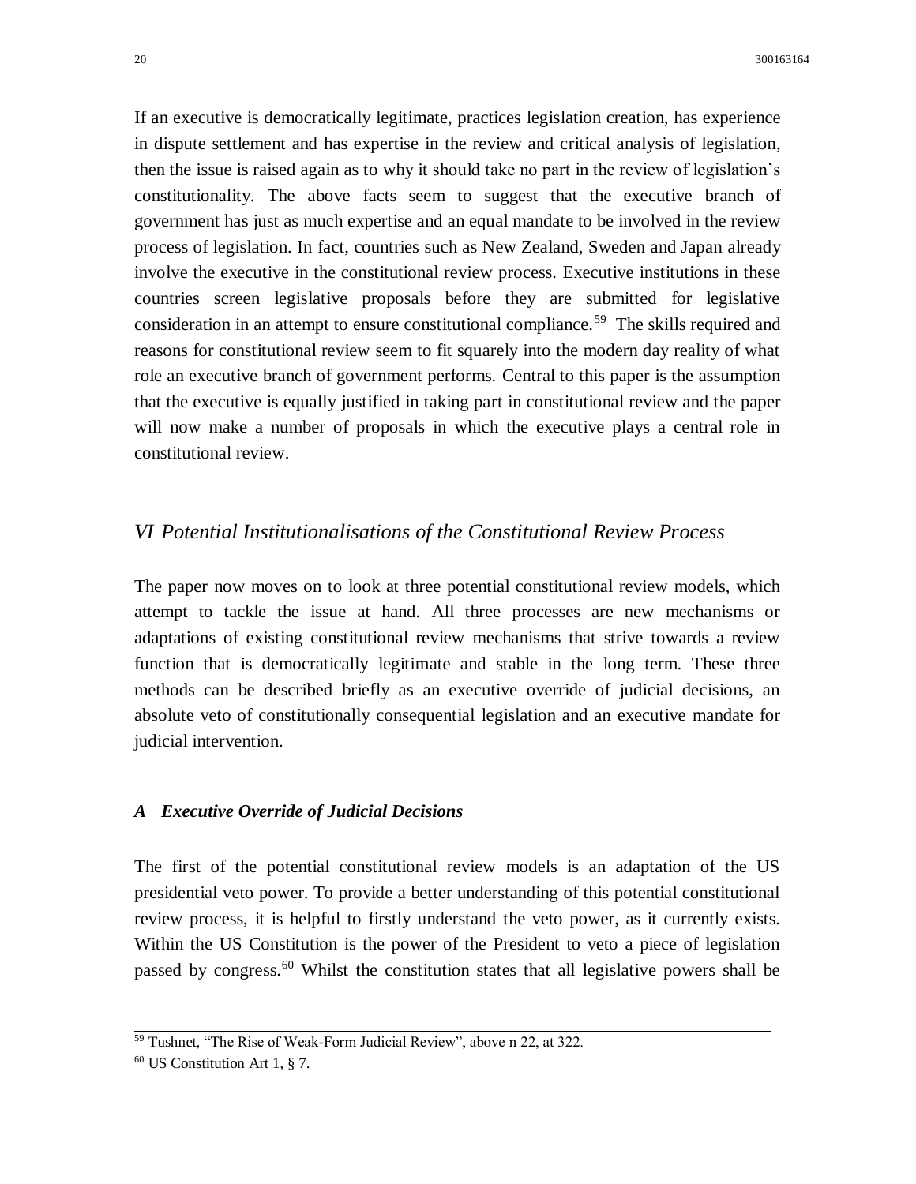If an executive is democratically legitimate, practices legislation creation, has experience in dispute settlement and has expertise in the review and critical analysis of legislation, then the issue is raised again as to why it should take no part in the review of legislation's constitutionality. The above facts seem to suggest that the executive branch of government has just as much expertise and an equal mandate to be involved in the review process of legislation. In fact, countries such as New Zealand, Sweden and Japan already involve the executive in the constitutional review process. Executive institutions in these countries screen legislative proposals before they are submitted for legislative consideration in an attempt to ensure constitutional compliance.[59] The skills required and reasons for constitutional review seem to fit squarely into the modern day reality of what role an executive branch of government performs. Central to this paper is the assumption that the executive is equally justified in taking part in constitutional review and the paper will now make a number of proposals in which the executive plays a central role in constitutional review.

## *VI Potential Institutionalisations of the Constitutional Review Process*

The paper now moves on to look at three potential constitutional review models, which attempt to tackle the issue at hand. All three processes are new mechanisms or adaptations of existing constitutional review mechanisms that strive towards a review function that is democratically legitimate and stable in the long term. These three methods can be described briefly as an executive override of judicial decisions, an absolute veto of constitutionally consequential legislation and an executive mandate for judicial intervention.

### ***A Executive Override of Judicial Decisions***

The first of the potential constitutional review models is an adaptation of the US presidential veto power. To provide a better understanding of this potential constitutional review process, it is helpful to firstly understand the veto power, as it currently exists. Within the US Constitution is the power of the President to veto a piece of legislation passed by congress.[60] Whilst the constitution states that all legislative powers shall be

---

[59] Tushnet, "The Rise of Weak-Form Judicial Review", above n 22, at 322.

[60] US Constitution Art 1, § 7.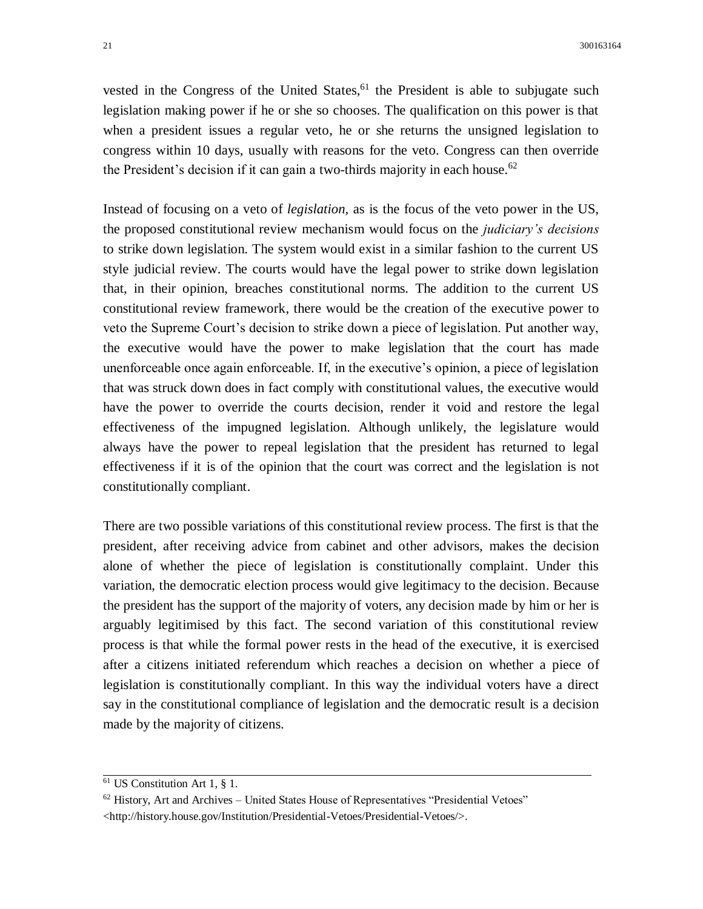vested in the Congress of the United States,[61] the President is able to subjugate such legislation making power if he or she so chooses. The qualification on this power is that when a president issues a regular veto, he or she returns the unsigned legislation to congress within 10 days, usually with reasons for the veto. Congress can then override the President's decision if it can gain a two-thirds majority in each house.[62]

Instead of focusing on a veto of *legislation*, as is the focus of the veto power in the US, the proposed constitutional review mechanism would focus on the *judiciary's decisions* to strike down legislation. The system would exist in a similar fashion to the current US style judicial review. The courts would have the legal power to strike down legislation that, in their opinion, breaches constitutional norms. The addition to the current US constitutional review framework, there would be the creation of the executive power to veto the Supreme Court's decision to strike down a piece of legislation. Put another way, the executive would have the power to make legislation that the court has made unenforceable once again enforceable. If, in the executive's opinion, a piece of legislation that was struck down does in fact comply with constitutional values, the executive would have the power to override the courts decision, render it void and restore the legal effectiveness of the impugned legislation. Although unlikely, the legislature would always have the power to repeal legislation that the president has returned to legal effectiveness if it is of the opinion that the court was correct and the legislation is not constitutionally compliant.

There are two possible variations of this constitutional review process. The first is that the president, after receiving advice from cabinet and other advisors, makes the decision alone of whether the piece of legislation is constitutionally complaint. Under this variation, the democratic election process would give legitimacy to the decision. Because the president has the support of the majority of voters, any decision made by him or her is arguably legitimised by this fact. The second variation of this constitutional review process is that while the formal power rests in the head of the executive, it is exercised after a citizens initiated referendum which reaches a decision on whether a piece of legislation is constitutionally compliant. In this way the individual voters have a direct say in the constitutional compliance of legislation and the democratic result is a decision made by the majority of citizens.

---

[61] US Constitution Art 1, § 1.

[62] History, Art and Archives – United States House of Representatives "Presidential Vetoes" <http://history.house.gov/Institution/Presidential-Vetoes/Presidential-Vetoes/>.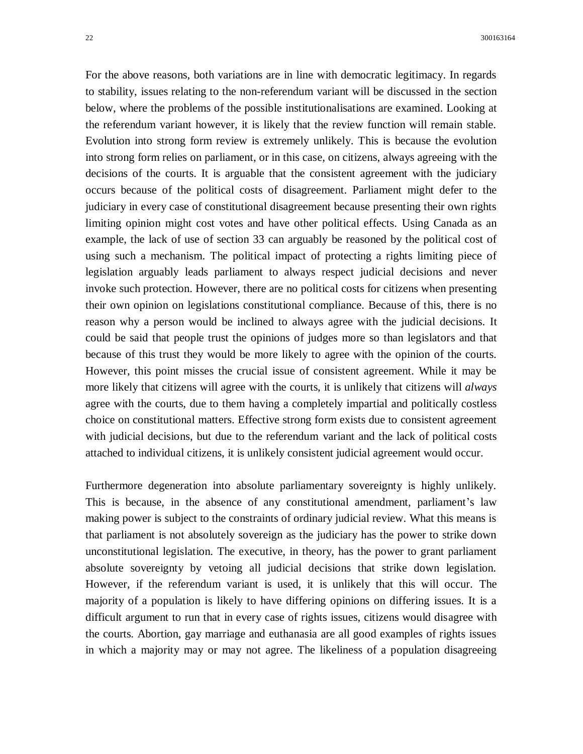For the above reasons, both variations are in line with democratic legitimacy. In regards to stability, issues relating to the non-referendum variant will be discussed in the section below, where the problems of the possible institutionalisations are examined. Looking at the referendum variant however, it is likely that the review function will remain stable. Evolution into strong form review is extremely unlikely. This is because the evolution into strong form relies on parliament, or in this case, on citizens, always agreeing with the decisions of the courts. It is arguable that the consistent agreement with the judiciary occurs because of the political costs of disagreement. Parliament might defer to the judiciary in every case of constitutional disagreement because presenting their own rights limiting opinion might cost votes and have other political effects. Using Canada as an example, the lack of use of section 33 can arguably be reasoned by the political cost of using such a mechanism. The political impact of protecting a rights limiting piece of legislation arguably leads parliament to always respect judicial decisions and never invoke such protection. However, there are no political costs for citizens when presenting their own opinion on legislations constitutional compliance. Because of this, there is no reason why a person would be inclined to always agree with the judicial decisions. It could be said that people trust the opinions of judges more so than legislators and that because of this trust they would be more likely to agree with the opinion of the courts. However, this point misses the crucial issue of consistent agreement. While it may be more likely that citizens will agree with the courts, it is unlikely that citizens will *always* agree with the courts, due to them having a completely impartial and politically costless choice on constitutional matters. Effective strong form exists due to consistent agreement with judicial decisions, but due to the referendum variant and the lack of political costs attached to individual citizens, it is unlikely consistent judicial agreement would occur.

Furthermore degeneration into absolute parliamentary sovereignty is highly unlikely. This is because, in the absence of any constitutional amendment, parliament's law making power is subject to the constraints of ordinary judicial review. What this means is that parliament is not absolutely sovereign as the judiciary has the power to strike down unconstitutional legislation. The executive, in theory, has the power to grant parliament absolute sovereignty by vetoing all judicial decisions that strike down legislation. However, if the referendum variant is used, it is unlikely that this will occur. The majority of a population is likely to have differing opinions on differing issues. It is a difficult argument to run that in every case of rights issues, citizens would disagree with the courts. Abortion, gay marriage and euthanasia are all good examples of rights issues in which a majority may or may not agree. The likeliness of a population disagreeing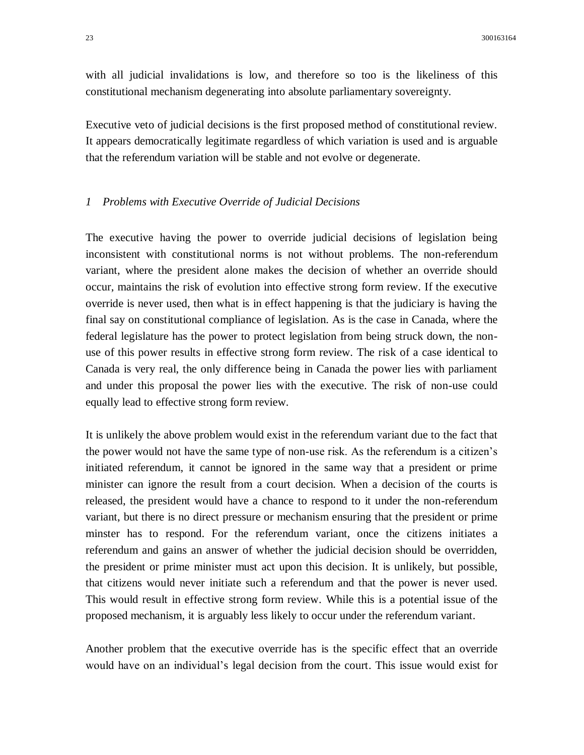with all judicial invalidations is low, and therefore so too is the likeliness of this constitutional mechanism degenerating into absolute parliamentary sovereignty.

Executive veto of judicial decisions is the first proposed method of constitutional review. It appears democratically legitimate regardless of which variation is used and is arguable that the referendum variation will be stable and not evolve or degenerate.

### *1 Problems with Executive Override of Judicial Decisions*

The executive having the power to override judicial decisions of legislation being inconsistent with constitutional norms is not without problems. The non-referendum variant, where the president alone makes the decision of whether an override should occur, maintains the risk of evolution into effective strong form review. If the executive override is never used, then what is in effect happening is that the judiciary is having the final say on constitutional compliance of legislation. As is the case in Canada, where the federal legislature has the power to protect legislation from being struck down, the non-use of this power results in effective strong form review. The risk of a case identical to Canada is very real, the only difference being in Canada the power lies with parliament and under this proposal the power lies with the executive. The risk of non-use could equally lead to effective strong form review.

It is unlikely the above problem would exist in the referendum variant due to the fact that the power would not have the same type of non-use risk. As the referendum is a citizen's initiated referendum, it cannot be ignored in the same way that a president or prime minister can ignore the result from a court decision. When a decision of the courts is released, the president would have a chance to respond to it under the non-referendum variant, but there is no direct pressure or mechanism ensuring that the president or prime minster has to respond. For the referendum variant, once the citizens initiates a referendum and gains an answer of whether the judicial decision should be overridden, the president or prime minister must act upon this decision. It is unlikely, but possible, that citizens would never initiate such a referendum and that the power is never used. This would result in effective strong form review. While this is a potential issue of the proposed mechanism, it is arguably less likely to occur under the referendum variant.

Another problem that the executive override has is the specific effect that an override would have on an individual's legal decision from the court. This issue would exist for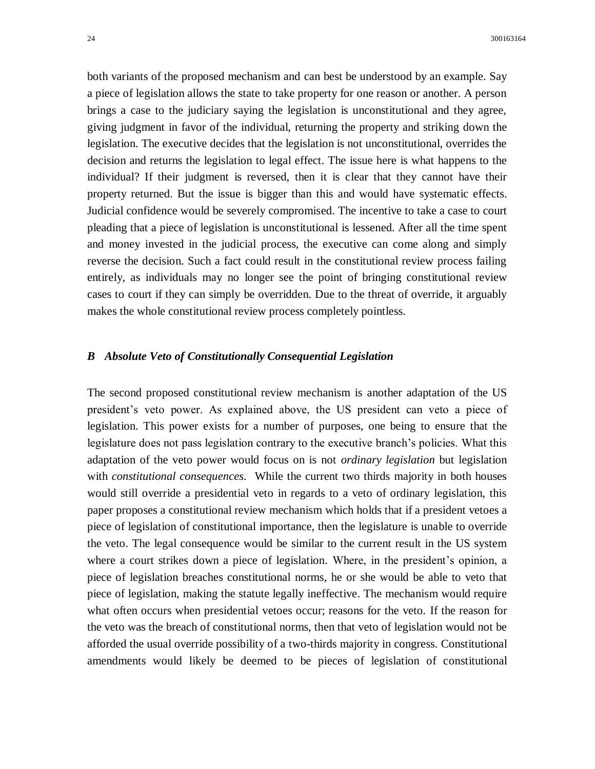both variants of the proposed mechanism and can best be understood by an example. Say a piece of legislation allows the state to take property for one reason or another. A person brings a case to the judiciary saying the legislation is unconstitutional and they agree, giving judgment in favor of the individual, returning the property and striking down the legislation. The executive decides that the legislation is not unconstitutional, overrides the decision and returns the legislation to legal effect. The issue here is what happens to the individual? If their judgment is reversed, then it is clear that they cannot have their property returned. But the issue is bigger than this and would have systematic effects. Judicial confidence would be severely compromised. The incentive to take a case to court pleading that a piece of legislation is unconstitutional is lessened. After all the time spent and money invested in the judicial process, the executive can come along and simply reverse the decision. Such a fact could result in the constitutional review process failing entirely, as individuals may no longer see the point of bringing constitutional review cases to court if they can simply be overridden. Due to the threat of override, it arguably makes the whole constitutional review process completely pointless.

### *B Absolute Veto of Constitutionally Consequential Legislation*

The second proposed constitutional review mechanism is another adaptation of the US president's veto power. As explained above, the US president can veto a piece of legislation. This power exists for a number of purposes, one being to ensure that the legislature does not pass legislation contrary to the executive branch's policies. What this adaptation of the veto power would focus on is not *ordinary legislation* but legislation with *constitutional consequences*. While the current two thirds majority in both houses would still override a presidential veto in regards to a veto of ordinary legislation, this paper proposes a constitutional review mechanism which holds that if a president vetoes a piece of legislation of constitutional importance, then the legislature is unable to override the veto. The legal consequence would be similar to the current result in the US system where a court strikes down a piece of legislation. Where, in the president's opinion, a piece of legislation breaches constitutional norms, he or she would be able to veto that piece of legislation, making the statute legally ineffective. The mechanism would require what often occurs when presidential vetoes occur; reasons for the veto. If the reason for the veto was the breach of constitutional norms, then that veto of legislation would not be afforded the usual override possibility of a two-thirds majority in congress. Constitutional amendments would likely be deemed to be pieces of legislation of constitutional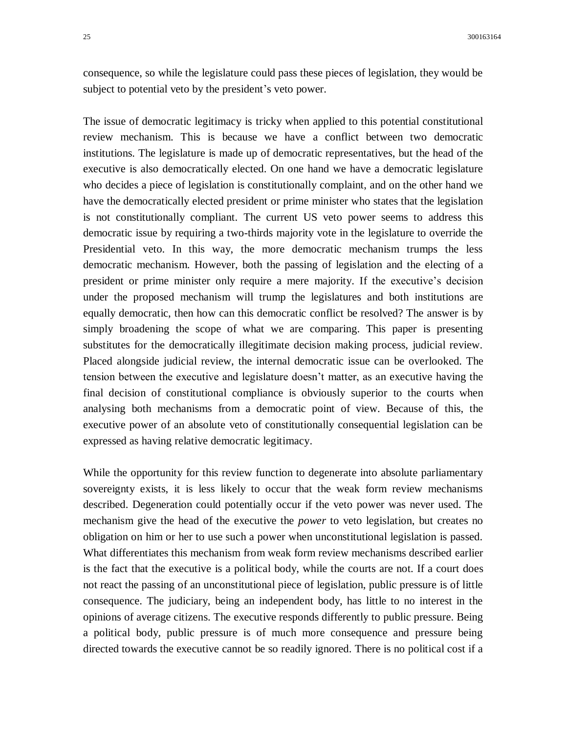consequence, so while the legislature could pass these pieces of legislation, they would be subject to potential veto by the president's veto power.

The issue of democratic legitimacy is tricky when applied to this potential constitutional review mechanism. This is because we have a conflict between two democratic institutions. The legislature is made up of democratic representatives, but the head of the executive is also democratically elected. On one hand we have a democratic legislature who decides a piece of legislation is constitutionally complaint, and on the other hand we have the democratically elected president or prime minister who states that the legislation is not constitutionally compliant. The current US veto power seems to address this democratic issue by requiring a two-thirds majority vote in the legislature to override the Presidential veto. In this way, the more democratic mechanism trumps the less democratic mechanism. However, both the passing of legislation and the electing of a president or prime minister only require a mere majority. If the executive's decision under the proposed mechanism will trump the legislatures and both institutions are equally democratic, then how can this democratic conflict be resolved? The answer is by simply broadening the scope of what we are comparing. This paper is presenting substitutes for the democratically illegitimate decision making process, judicial review. Placed alongside judicial review, the internal democratic issue can be overlooked. The tension between the executive and legislature doesn't matter, as an executive having the final decision of constitutional compliance is obviously superior to the courts when analysing both mechanisms from a democratic point of view. Because of this, the executive power of an absolute veto of constitutionally consequential legislation can be expressed as having relative democratic legitimacy.

While the opportunity for this review function to degenerate into absolute parliamentary sovereignty exists, it is less likely to occur that the weak form review mechanisms described. Degeneration could potentially occur if the veto power was never used. The mechanism give the head of the executive the *power* to veto legislation, but creates no obligation on him or her to use such a power when unconstitutional legislation is passed. What differentiates this mechanism from weak form review mechanisms described earlier is the fact that the executive is a political body, while the courts are not. If a court does not react the passing of an unconstitutional piece of legislation, public pressure is of little consequence. The judiciary, being an independent body, has little to no interest in the opinions of average citizens. The executive responds differently to public pressure. Being a political body, public pressure is of much more consequence and pressure being directed towards the executive cannot be so readily ignored. There is no political cost if a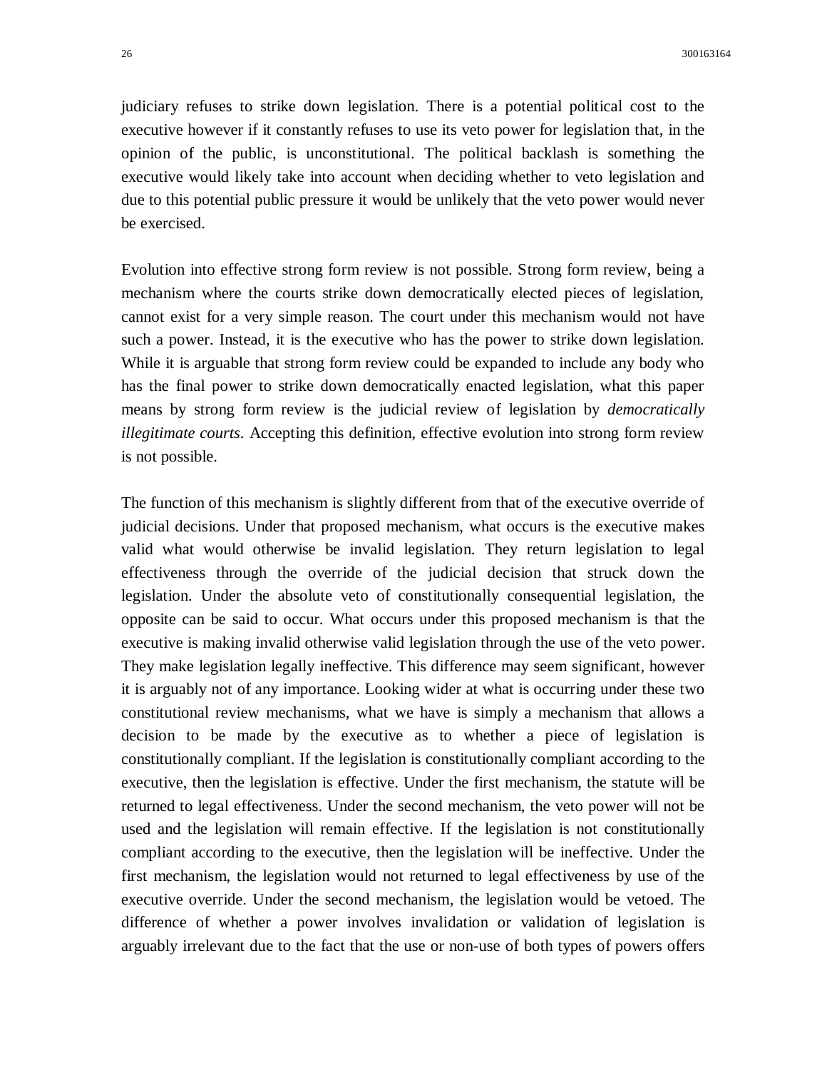judiciary refuses to strike down legislation. There is a potential political cost to the executive however if it constantly refuses to use its veto power for legislation that, in the opinion of the public, is unconstitutional. The political backlash is something the executive would likely take into account when deciding whether to veto legislation and due to this potential public pressure it would be unlikely that the veto power would never be exercised.

Evolution into effective strong form review is not possible. Strong form review, being a mechanism where the courts strike down democratically elected pieces of legislation, cannot exist for a very simple reason. The court under this mechanism would not have such a power. Instead, it is the executive who has the power to strike down legislation. While it is arguable that strong form review could be expanded to include any body who has the final power to strike down democratically enacted legislation, what this paper means by strong form review is the judicial review of legislation by *democratically illegitimate courts*. Accepting this definition, effective evolution into strong form review is not possible.

The function of this mechanism is slightly different from that of the executive override of judicial decisions. Under that proposed mechanism, what occurs is the executive makes valid what would otherwise be invalid legislation. They return legislation to legal effectiveness through the override of the judicial decision that struck down the legislation. Under the absolute veto of constitutionally consequential legislation, the opposite can be said to occur. What occurs under this proposed mechanism is that the executive is making invalid otherwise valid legislation through the use of the veto power. They make legislation legally ineffective. This difference may seem significant, however it is arguably not of any importance. Looking wider at what is occurring under these two constitutional review mechanisms, what we have is simply a mechanism that allows a decision to be made by the executive as to whether a piece of legislation is constitutionally compliant. If the legislation is constitutionally compliant according to the executive, then the legislation is effective. Under the first mechanism, the statute will be returned to legal effectiveness. Under the second mechanism, the veto power will not be used and the legislation will remain effective. If the legislation is not constitutionally compliant according to the executive, then the legislation will be ineffective. Under the first mechanism, the legislation would not returned to legal effectiveness by use of the executive override. Under the second mechanism, the legislation would be vetoed. The difference of whether a power involves invalidation or validation of legislation is arguably irrelevant due to the fact that the use or non-use of both types of powers offers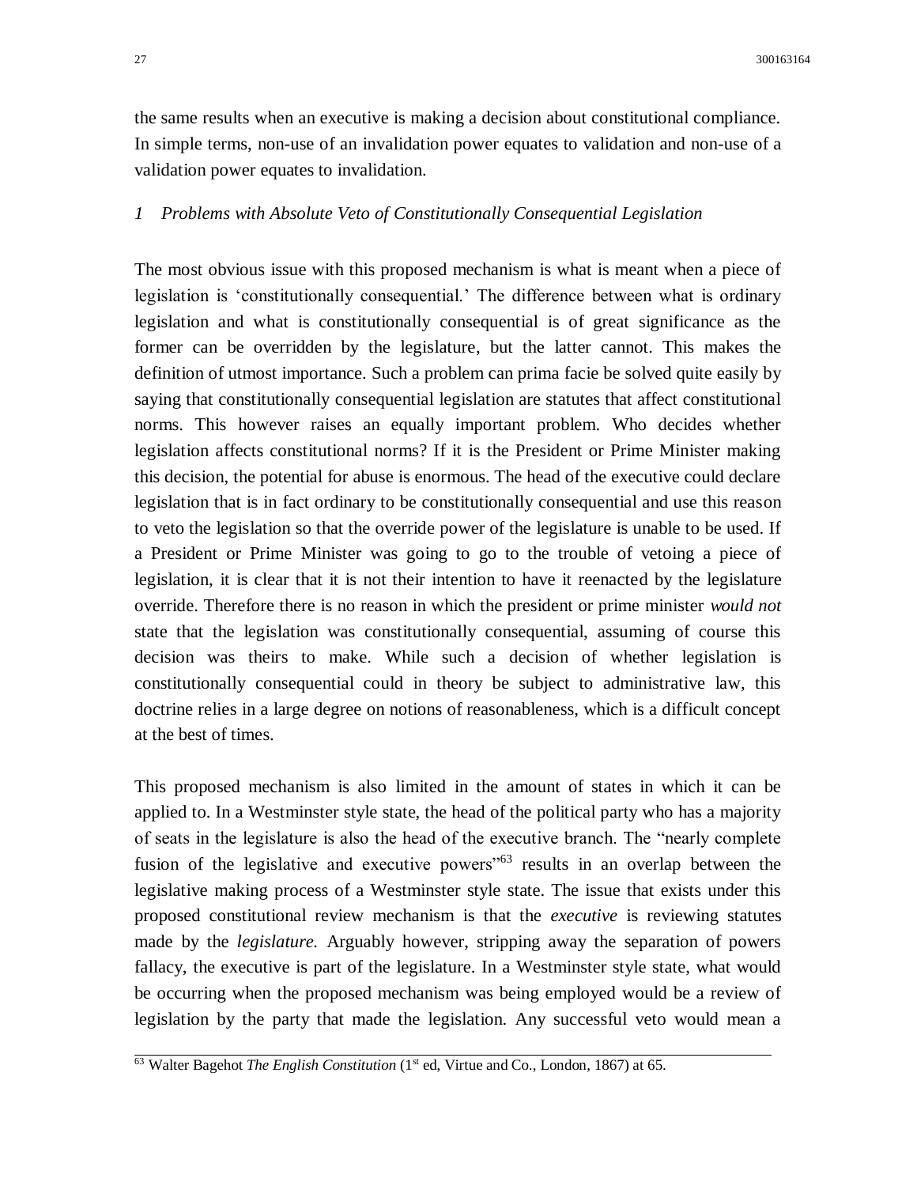the same results when an executive is making a decision about constitutional compliance. In simple terms, non-use of an invalidation power equates to validation and non-use of a validation power equates to invalidation.

### *1 Problems with Absolute Veto of Constitutionally Consequential Legislation*

The most obvious issue with this proposed mechanism is what is meant when a piece of legislation is 'constitutionally consequential.' The difference between what is ordinary legislation and what is constitutionally consequential is of great significance as the former can be overridden by the legislature, but the latter cannot. This makes the definition of utmost importance. Such a problem can prima facie be solved quite easily by saying that constitutionally consequential legislation are statutes that affect constitutional norms. This however raises an equally important problem. Who decides whether legislation affects constitutional norms? If it is the President or Prime Minister making this decision, the potential for abuse is enormous. The head of the executive could declare legislation that is in fact ordinary to be constitutionally consequential and use this reason to veto the legislation so that the override power of the legislature is unable to be used. If a President or Prime Minister was going to go to the trouble of vetoing a piece of legislation, it is clear that it is not their intention to have it reenacted by the legislature override. Therefore there is no reason in which the president or prime minister *would not* state that the legislation was constitutionally consequential, assuming of course this decision was theirs to make. While such a decision of whether legislation is constitutionally consequential could in theory be subject to administrative law, this doctrine relies in a large degree on notions of reasonableness, which is a difficult concept at the best of times.

This proposed mechanism is also limited in the amount of states in which it can be applied to. In a Westminster style state, the head of the political party who has a majority of seats in the legislature is also the head of the executive branch. The "nearly complete fusion of the legislative and executive powers"[63] results in an overlap between the legislative making process of a Westminster style state. The issue that exists under this proposed constitutional review mechanism is that the *executive* is reviewing statutes made by the *legislature.* Arguably however, stripping away the separation of powers fallacy, the executive is part of the legislature. In a Westminster style state, what would be occurring when the proposed mechanism was being employed would be a review of legislation by the party that made the legislation. Any successful veto would mean a

---

[63] Walter Bagehot *The English Constitution* (1st ed, Virtue and Co., London, 1867) at 65.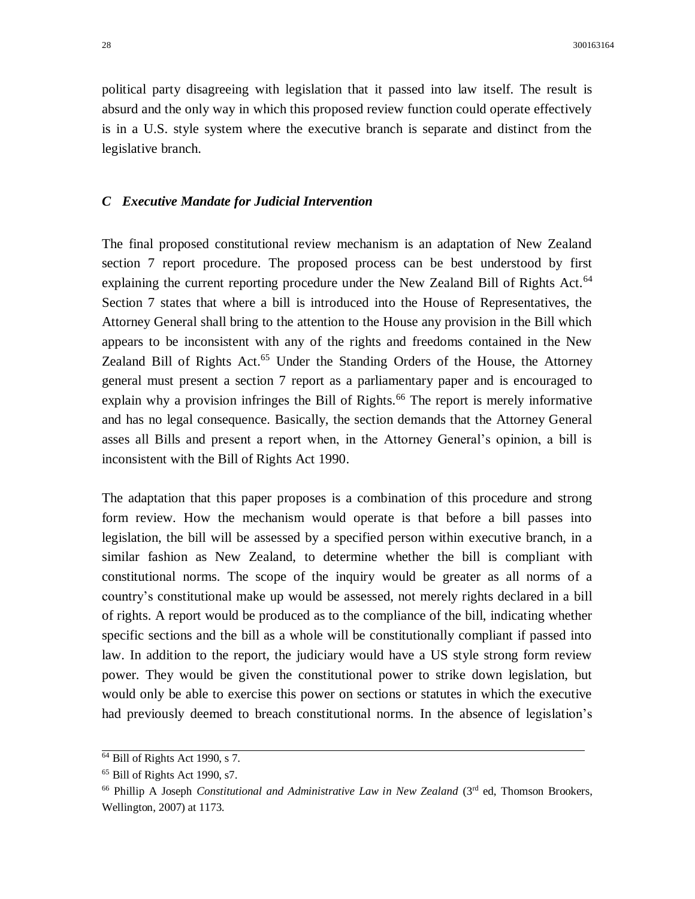political party disagreeing with legislation that it passed into law itself. The result is absurd and the only way in which this proposed review function could operate effectively is in a U.S. style system where the executive branch is separate and distinct from the legislative branch.

### *C Executive Mandate for Judicial Intervention*

The final proposed constitutional review mechanism is an adaptation of New Zealand section 7 report procedure. The proposed process can be best understood by first explaining the current reporting procedure under the New Zealand Bill of Rights Act.[64] Section 7 states that where a bill is introduced into the House of Representatives, the Attorney General shall bring to the attention to the House any provision in the Bill which appears to be inconsistent with any of the rights and freedoms contained in the New Zealand Bill of Rights Act.[65] Under the Standing Orders of the House, the Attorney general must present a section 7 report as a parliamentary paper and is encouraged to explain why a provision infringes the Bill of Rights.[66] The report is merely informative and has no legal consequence. Basically, the section demands that the Attorney General asses all Bills and present a report when, in the Attorney General's opinion, a bill is inconsistent with the Bill of Rights Act 1990.

The adaptation that this paper proposes is a combination of this procedure and strong form review. How the mechanism would operate is that before a bill passes into legislation, the bill will be assessed by a specified person within executive branch, in a similar fashion as New Zealand, to determine whether the bill is compliant with constitutional norms. The scope of the inquiry would be greater as all norms of a country's constitutional make up would be assessed, not merely rights declared in a bill of rights. A report would be produced as to the compliance of the bill, indicating whether specific sections and the bill as a whole will be constitutionally compliant if passed into law. In addition to the report, the judiciary would have a US style strong form review power. They would be given the constitutional power to strike down legislation, but would only be able to exercise this power on sections or statutes in which the executive had previously deemed to breach constitutional norms. In the absence of legislation's

---

[64] Bill of Rights Act 1990, s 7.

[65] Bill of Rights Act 1990, s7.

[66] Phillip A Joseph *Constitutional and Administrative Law in New Zealand* (3rd ed, Thomson Brookers, Wellington, 2007) at 1173.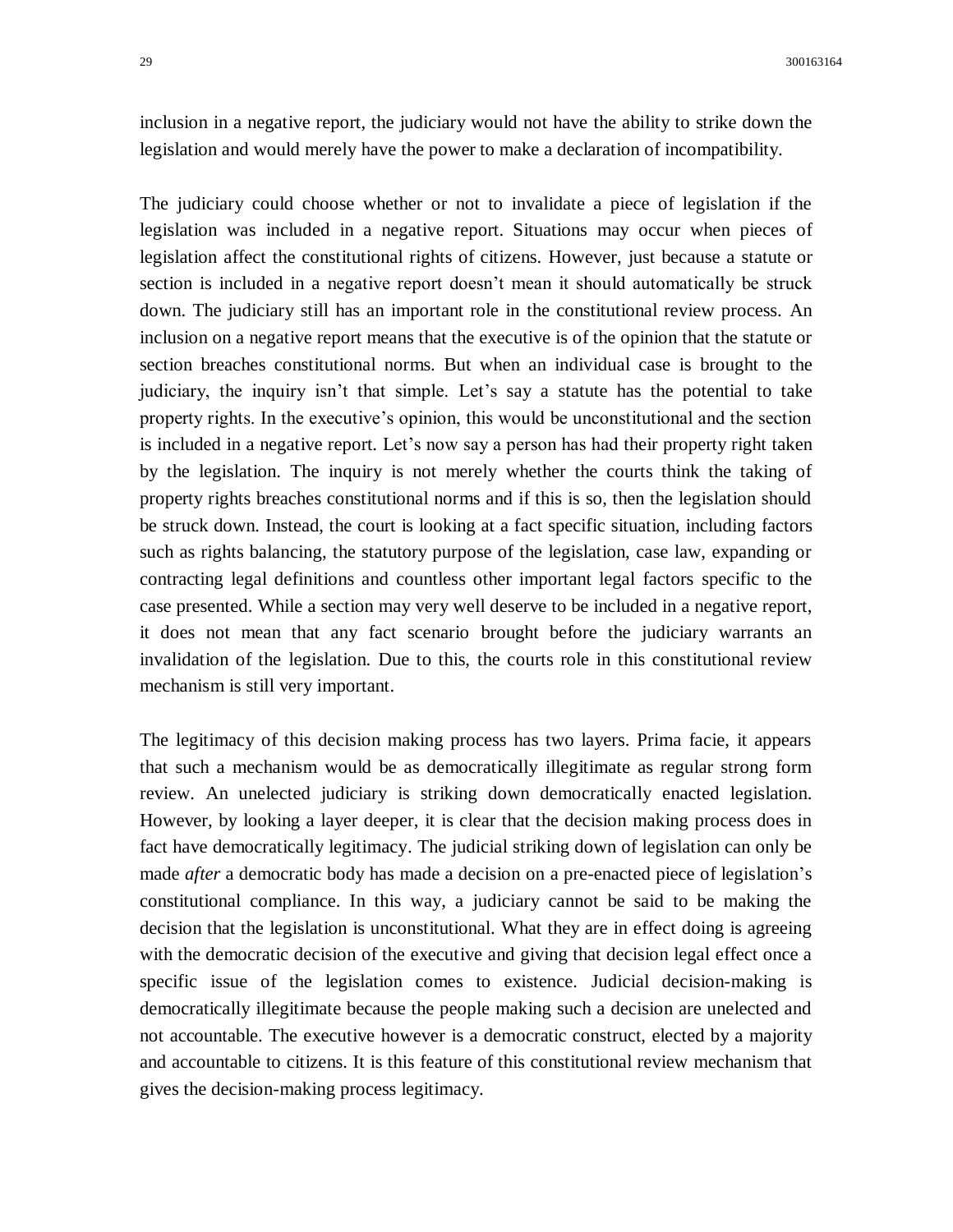inclusion in a negative report, the judiciary would not have the ability to strike down the legislation and would merely have the power to make a declaration of incompatibility.

The judiciary could choose whether or not to invalidate a piece of legislation if the legislation was included in a negative report. Situations may occur when pieces of legislation affect the constitutional rights of citizens. However, just because a statute or section is included in a negative report doesn't mean it should automatically be struck down. The judiciary still has an important role in the constitutional review process. An inclusion on a negative report means that the executive is of the opinion that the statute or section breaches constitutional norms. But when an individual case is brought to the judiciary, the inquiry isn't that simple. Let's say a statute has the potential to take property rights. In the executive's opinion, this would be unconstitutional and the section is included in a negative report. Let's now say a person has had their property right taken by the legislation. The inquiry is not merely whether the courts think the taking of property rights breaches constitutional norms and if this is so, then the legislation should be struck down. Instead, the court is looking at a fact specific situation, including factors such as rights balancing, the statutory purpose of the legislation, case law, expanding or contracting legal definitions and countless other important legal factors specific to the case presented. While a section may very well deserve to be included in a negative report, it does not mean that any fact scenario brought before the judiciary warrants an invalidation of the legislation. Due to this, the courts role in this constitutional review mechanism is still very important.

The legitimacy of this decision making process has two layers. Prima facie, it appears that such a mechanism would be as democratically illegitimate as regular strong form review. An unelected judiciary is striking down democratically enacted legislation. However, by looking a layer deeper, it is clear that the decision making process does in fact have democratically legitimacy. The judicial striking down of legislation can only be made *after* a democratic body has made a decision on a pre-enacted piece of legislation's constitutional compliance. In this way, a judiciary cannot be said to be making the decision that the legislation is unconstitutional. What they are in effect doing is agreeing with the democratic decision of the executive and giving that decision legal effect once a specific issue of the legislation comes to existence. Judicial decision-making is democratically illegitimate because the people making such a decision are unelected and not accountable. The executive however is a democratic construct, elected by a majority and accountable to citizens. It is this feature of this constitutional review mechanism that gives the decision-making process legitimacy.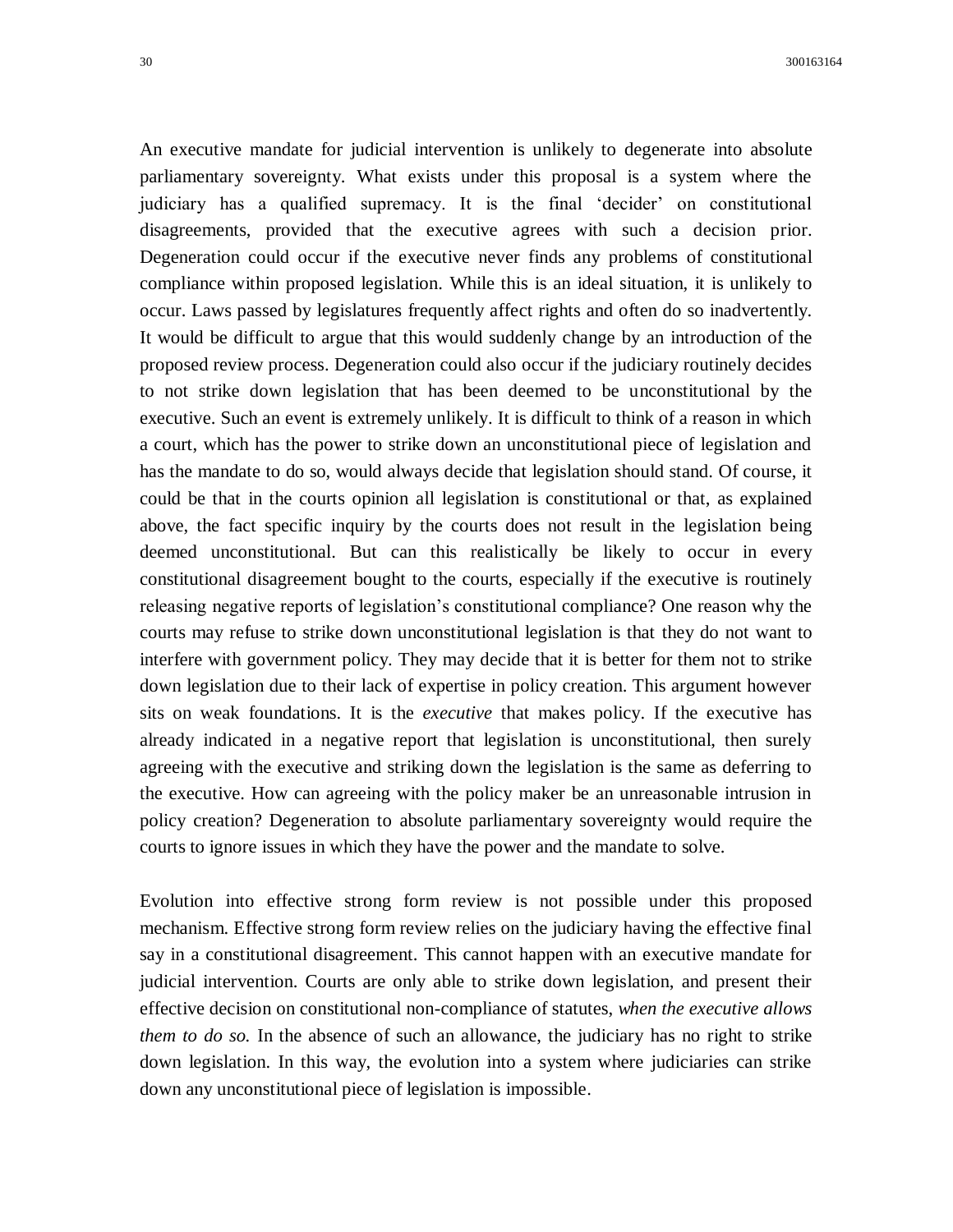An executive mandate for judicial intervention is unlikely to degenerate into absolute parliamentary sovereignty. What exists under this proposal is a system where the judiciary has a qualified supremacy. It is the final 'decider' on constitutional disagreements, provided that the executive agrees with such a decision prior. Degeneration could occur if the executive never finds any problems of constitutional compliance within proposed legislation. While this is an ideal situation, it is unlikely to occur. Laws passed by legislatures frequently affect rights and often do so inadvertently. It would be difficult to argue that this would suddenly change by an introduction of the proposed review process. Degeneration could also occur if the judiciary routinely decides to not strike down legislation that has been deemed to be unconstitutional by the executive. Such an event is extremely unlikely. It is difficult to think of a reason in which a court, which has the power to strike down an unconstitutional piece of legislation and has the mandate to do so, would always decide that legislation should stand. Of course, it could be that in the courts opinion all legislation is constitutional or that, as explained above, the fact specific inquiry by the courts does not result in the legislation being deemed unconstitutional. But can this realistically be likely to occur in every constitutional disagreement bought to the courts, especially if the executive is routinely releasing negative reports of legislation's constitutional compliance? One reason why the courts may refuse to strike down unconstitutional legislation is that they do not want to interfere with government policy. They may decide that it is better for them not to strike down legislation due to their lack of expertise in policy creation. This argument however sits on weak foundations. It is the *executive* that makes policy. If the executive has already indicated in a negative report that legislation is unconstitutional, then surely agreeing with the executive and striking down the legislation is the same as deferring to the executive. How can agreeing with the policy maker be an unreasonable intrusion in policy creation? Degeneration to absolute parliamentary sovereignty would require the courts to ignore issues in which they have the power and the mandate to solve.

Evolution into effective strong form review is not possible under this proposed mechanism. Effective strong form review relies on the judiciary having the effective final say in a constitutional disagreement. This cannot happen with an executive mandate for judicial intervention. Courts are only able to strike down legislation, and present their effective decision on constitutional non-compliance of statutes, *when the executive allows them to do so.* In the absence of such an allowance, the judiciary has no right to strike down legislation. In this way, the evolution into a system where judiciaries can strike down any unconstitutional piece of legislation is impossible.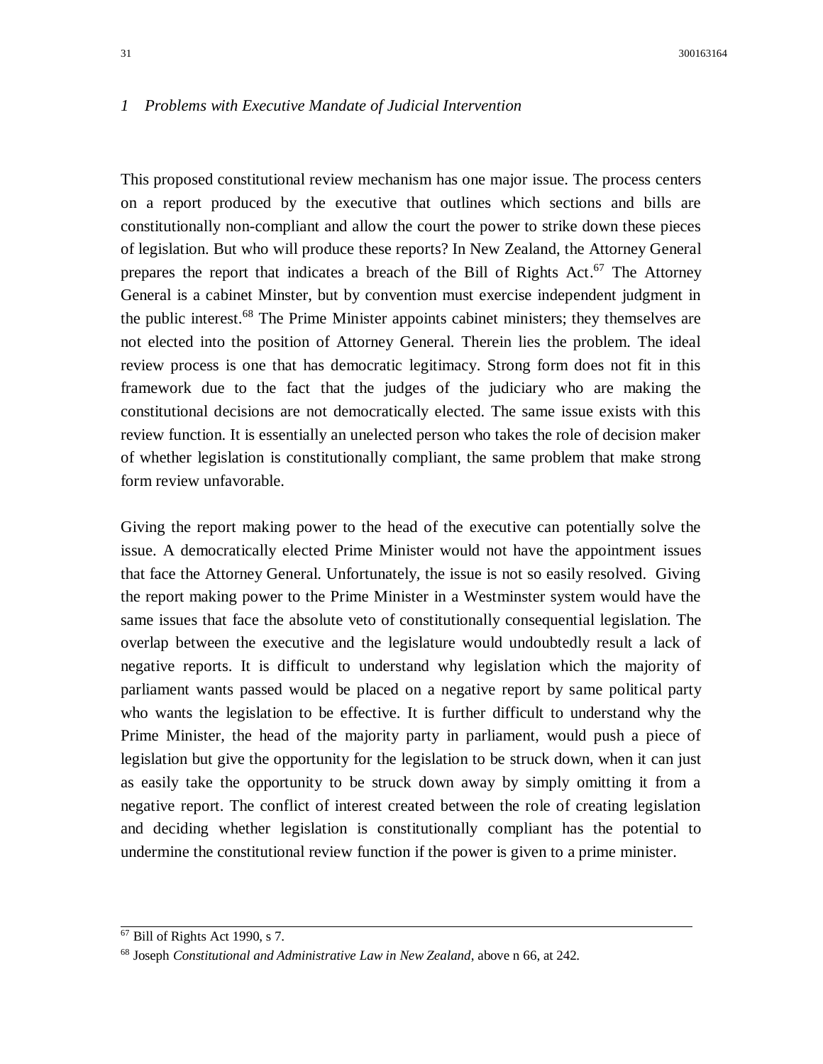### *1 Problems with Executive Mandate of Judicial Intervention*

This proposed constitutional review mechanism has one major issue. The process centers on a report produced by the executive that outlines which sections and bills are constitutionally non-compliant and allow the court the power to strike down these pieces of legislation. But who will produce these reports? In New Zealand, the Attorney General prepares the report that indicates a breach of the Bill of Rights Act.[67] The Attorney General is a cabinet Minster, but by convention must exercise independent judgment in the public interest.[68] The Prime Minister appoints cabinet ministers; they themselves are not elected into the position of Attorney General. Therein lies the problem. The ideal review process is one that has democratic legitimacy. Strong form does not fit in this framework due to the fact that the judges of the judiciary who are making the constitutional decisions are not democratically elected. The same issue exists with this review function. It is essentially an unelected person who takes the role of decision maker of whether legislation is constitutionally compliant, the same problem that make strong form review unfavorable.

Giving the report making power to the head of the executive can potentially solve the issue. A democratically elected Prime Minister would not have the appointment issues that face the Attorney General. Unfortunately, the issue is not so easily resolved. Giving the report making power to the Prime Minister in a Westminster system would have the same issues that face the absolute veto of constitutionally consequential legislation. The overlap between the executive and the legislature would undoubtedly result a lack of negative reports. It is difficult to understand why legislation which the majority of parliament wants passed would be placed on a negative report by same political party who wants the legislation to be effective. It is further difficult to understand why the Prime Minister, the head of the majority party in parliament, would push a piece of legislation but give the opportunity for the legislation to be struck down, when it can just as easily take the opportunity to be struck down away by simply omitting it from a negative report. The conflict of interest created between the role of creating legislation and deciding whether legislation is constitutionally compliant has the potential to undermine the constitutional review function if the power is given to a prime minister.

---

[67] Bill of Rights Act 1990, s 7.

[68] Joseph *Constitutional and Administrative Law in New Zealand*, above n 66, at 242.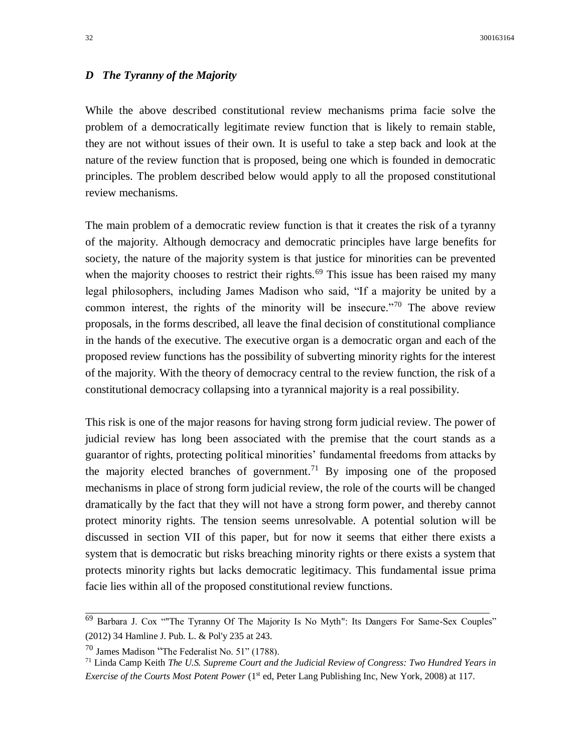### *D The Tyranny of the Majority*

While the above described constitutional review mechanisms prima facie solve the problem of a democratically legitimate review function that is likely to remain stable, they are not without issues of their own. It is useful to take a step back and look at the nature of the review function that is proposed, being one which is founded in democratic principles. The problem described below would apply to all the proposed constitutional review mechanisms.

The main problem of a democratic review function is that it creates the risk of a tyranny of the majority. Although democracy and democratic principles have large benefits for society, the nature of the majority system is that justice for minorities can be prevented when the majority chooses to restrict their rights.[69] This issue has been raised my many legal philosophers, including James Madison who said, "If a majority be united by a common interest, the rights of the minority will be insecure."[70] The above review proposals, in the forms described, all leave the final decision of constitutional compliance in the hands of the executive. The executive organ is a democratic organ and each of the proposed review functions has the possibility of subverting minority rights for the interest of the majority. With the theory of democracy central to the review function, the risk of a constitutional democracy collapsing into a tyrannical majority is a real possibility.

This risk is one of the major reasons for having strong form judicial review. The power of judicial review has long been associated with the premise that the court stands as a guarantor of rights, protecting political minorities' fundamental freedoms from attacks by the majority elected branches of government.[71] By imposing one of the proposed mechanisms in place of strong form judicial review, the role of the courts will be changed dramatically by the fact that they will not have a strong form power, and thereby cannot protect minority rights. The tension seems unresolvable. A potential solution will be discussed in section VII of this paper, but for now it seems that either there exists a system that is democratic but risks breaching minority rights or there exists a system that protects minority rights but lacks democratic legitimacy. This fundamental issue prima facie lies within all of the proposed constitutional review functions.

---

[69] Barbara J. Cox ""The Tyranny Of The Majority Is No Myth": Its Dangers For Same-Sex Couples" (2012) 34 Hamline J. Pub. L. & Pol'y 235 at 243.

[70] James Madison "The Federalist No. 51" (1788).

[71] Linda Camp Keith *The U.S. Supreme Court and the Judicial Review of Congress: Two Hundred Years in Exercise of the Courts Most Potent Power* (1st ed, Peter Lang Publishing Inc, New York, 2008) at 117.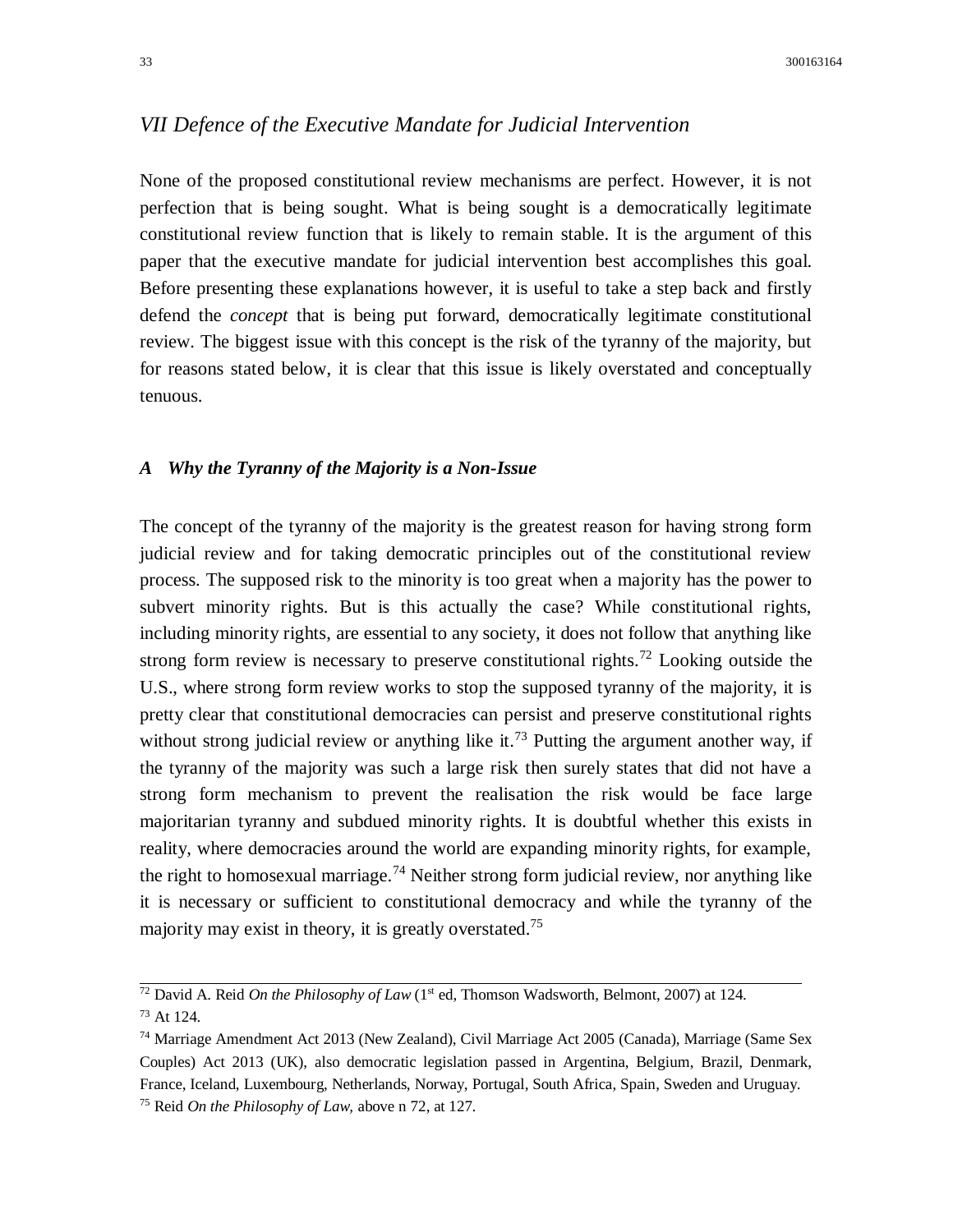## *VII Defence of the Executive Mandate for Judicial Intervention*

None of the proposed constitutional review mechanisms are perfect. However, it is not perfection that is being sought. What is being sought is a democratically legitimate constitutional review function that is likely to remain stable. It is the argument of this paper that the executive mandate for judicial intervention best accomplishes this goal. Before presenting these explanations however, it is useful to take a step back and firstly defend the *concept* that is being put forward, democratically legitimate constitutional review. The biggest issue with this concept is the risk of the tyranny of the majority, but for reasons stated below, it is clear that this issue is likely overstated and conceptually tenuous.

### *A Why the Tyranny of the Majority is a Non-Issue*

The concept of the tyranny of the majority is the greatest reason for having strong form judicial review and for taking democratic principles out of the constitutional review process. The supposed risk to the minority is too great when a majority has the power to subvert minority rights. But is this actually the case? While constitutional rights, including minority rights, are essential to any society, it does not follow that anything like strong form review is necessary to preserve constitutional rights.[72] Looking outside the U.S., where strong form review works to stop the supposed tyranny of the majority, it is pretty clear that constitutional democracies can persist and preserve constitutional rights without strong judicial review or anything like it.[73] Putting the argument another way, if the tyranny of the majority was such a large risk then surely states that did not have a strong form mechanism to prevent the realisation the risk would be face large majoritarian tyranny and subdued minority rights. It is doubtful whether this exists in reality, where democracies around the world are expanding minority rights, for example, the right to homosexual marriage.[74] Neither strong form judicial review, nor anything like it is necessary or sufficient to constitutional democracy and while the tyranny of the majority may exist in theory, it is greatly overstated.[75]

---

[72] David A. Reid *On the Philosophy of Law* (1st ed, Thomson Wadsworth, Belmont, 2007) at 124.

[73] At 124.

[74] Marriage Amendment Act 2013 (New Zealand), Civil Marriage Act 2005 (Canada), Marriage (Same Sex Couples) Act 2013 (UK), also democratic legislation passed in Argentina, Belgium, Brazil, Denmark, France, Iceland, Luxembourg, Netherlands, Norway, Portugal, South Africa, Spain, Sweden and Uruguay.

[75] Reid *On the Philosophy of Law*, above n 72, at 127.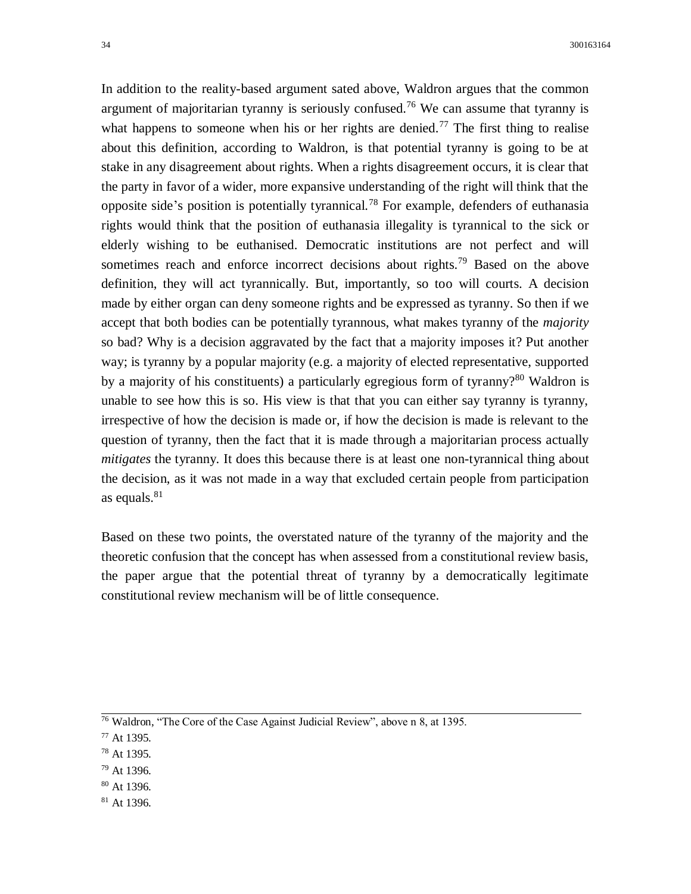In addition to the reality-based argument sated above, Waldron argues that the common argument of majoritarian tyranny is seriously confused.[76] We can assume that tyranny is what happens to someone when his or her rights are denied.[77] The first thing to realise about this definition, according to Waldron, is that potential tyranny is going to be at stake in any disagreement about rights. When a rights disagreement occurs, it is clear that the party in favor of a wider, more expansive understanding of the right will think that the opposite side's position is potentially tyrannical.[78] For example, defenders of euthanasia rights would think that the position of euthanasia illegality is tyrannical to the sick or elderly wishing to be euthanised. Democratic institutions are not perfect and will sometimes reach and enforce incorrect decisions about rights.[79] Based on the above definition, they will act tyrannically. But, importantly, so too will courts. A decision made by either organ can deny someone rights and be expressed as tyranny. So then if we accept that both bodies can be potentially tyrannous, what makes tyranny of the *majority* so bad? Why is a decision aggravated by the fact that a majority imposes it? Put another way; is tyranny by a popular majority (e.g. a majority of elected representative, supported by a majority of his constituents) a particularly egregious form of tyranny?[80] Waldron is unable to see how this is so. His view is that that you can either say tyranny is tyranny, irrespective of how the decision is made or, if how the decision is made is relevant to the question of tyranny, then the fact that it is made through a majoritarian process actually *mitigates* the tyranny. It does this because there is at least one non-tyrannical thing about the decision, as it was not made in a way that excluded certain people from participation as equals.[81]

Based on these two points, the overstated nature of the tyranny of the majority and the theoretic confusion that the concept has when assessed from a constitutional review basis, the paper argue that the potential threat of tyranny by a democratically legitimate constitutional review mechanism will be of little consequence.

---

[76] Waldron, "The Core of the Case Against Judicial Review", above n 8, at 1395.

[77] At 1395.

[78] At 1395.

[79] At 1396.

[80] At 1396.

[81] At 1396.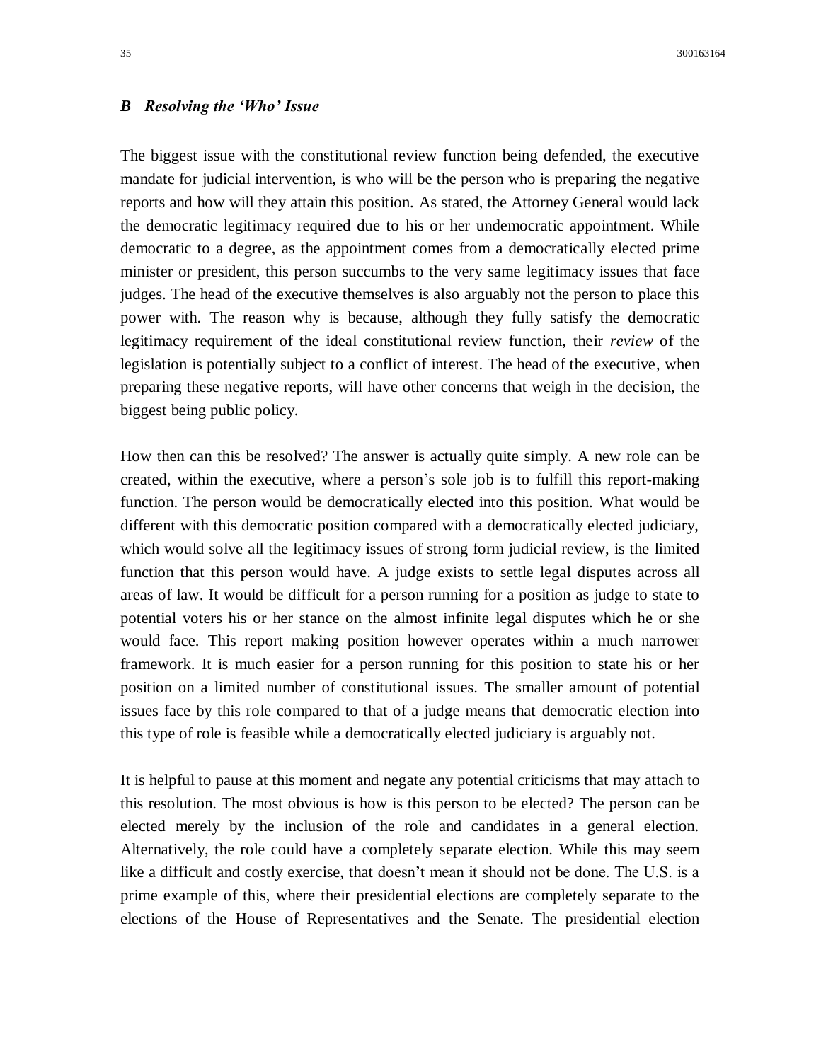### *B Resolving the 'Who' Issue*

The biggest issue with the constitutional review function being defended, the executive mandate for judicial intervention, is who will be the person who is preparing the negative reports and how will they attain this position. As stated, the Attorney General would lack the democratic legitimacy required due to his or her undemocratic appointment. While democratic to a degree, as the appointment comes from a democratically elected prime minister or president, this person succumbs to the very same legitimacy issues that face judges. The head of the executive themselves is also arguably not the person to place this power with. The reason why is because, although they fully satisfy the democratic legitimacy requirement of the ideal constitutional review function, their *review* of the legislation is potentially subject to a conflict of interest. The head of the executive, when preparing these negative reports, will have other concerns that weigh in the decision, the biggest being public policy.

How then can this be resolved? The answer is actually quite simply. A new role can be created, within the executive, where a person's sole job is to fulfill this report-making function. The person would be democratically elected into this position. What would be different with this democratic position compared with a democratically elected judiciary, which would solve all the legitimacy issues of strong form judicial review, is the limited function that this person would have. A judge exists to settle legal disputes across all areas of law. It would be difficult for a person running for a position as judge to state to potential voters his or her stance on the almost infinite legal disputes which he or she would face. This report making position however operates within a much narrower framework. It is much easier for a person running for this position to state his or her position on a limited number of constitutional issues. The smaller amount of potential issues face by this role compared to that of a judge means that democratic election into this type of role is feasible while a democratically elected judiciary is arguably not.

It is helpful to pause at this moment and negate any potential criticisms that may attach to this resolution. The most obvious is how is this person to be elected? The person can be elected merely by the inclusion of the role and candidates in a general election. Alternatively, the role could have a completely separate election. While this may seem like a difficult and costly exercise, that doesn't mean it should not be done. The U.S. is a prime example of this, where their presidential elections are completely separate to the elections of the House of Representatives and the Senate. The presidential election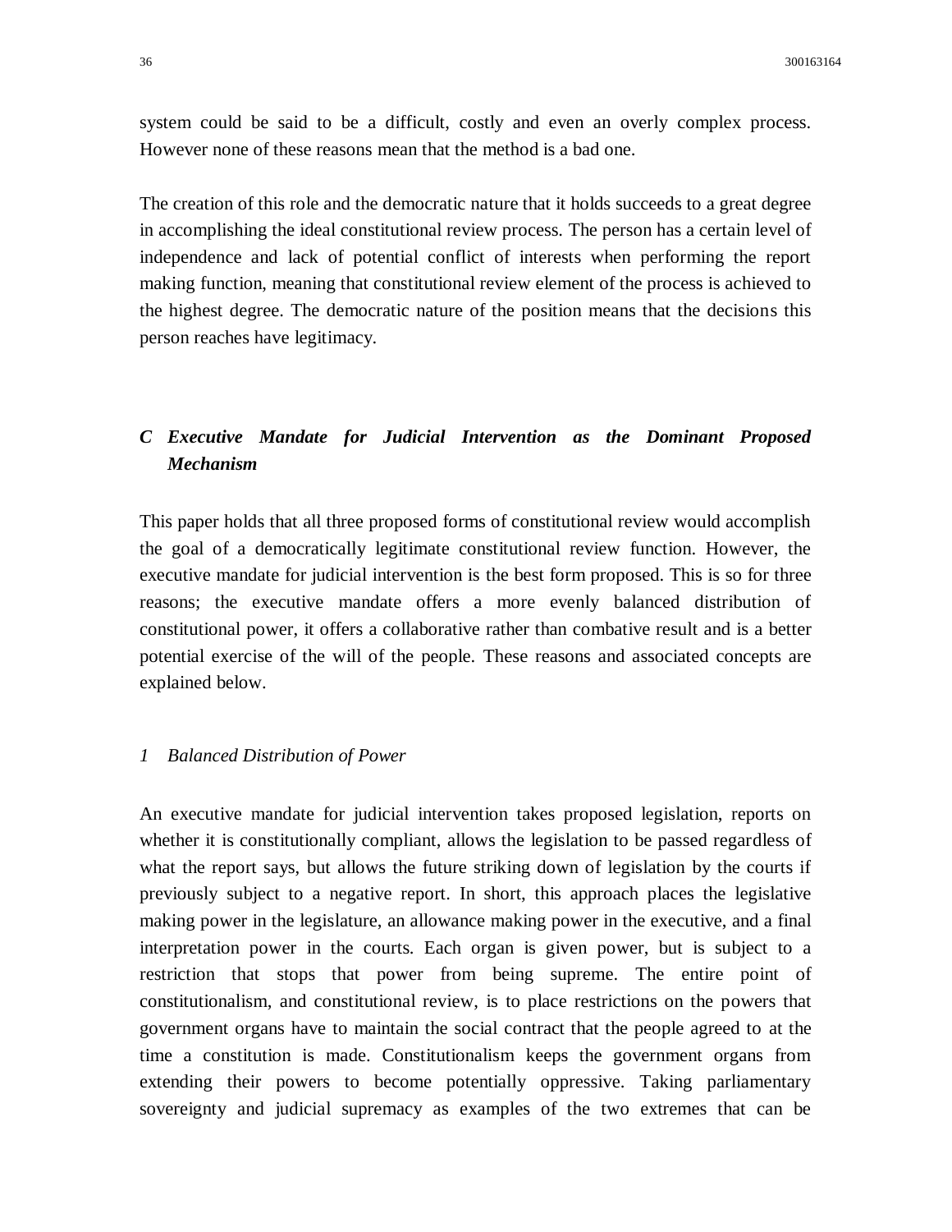system could be said to be a difficult, costly and even an overly complex process. However none of these reasons mean that the method is a bad one.

The creation of this role and the democratic nature that it holds succeeds to a great degree in accomplishing the ideal constitutional review process. The person has a certain level of independence and lack of potential conflict of interests when performing the report making function, meaning that constitutional review element of the process is achieved to the highest degree. The democratic nature of the position means that the decisions this person reaches have legitimacy.

### *C Executive Mandate for Judicial Intervention as the Dominant Proposed Mechanism*

This paper holds that all three proposed forms of constitutional review would accomplish the goal of a democratically legitimate constitutional review function. However, the executive mandate for judicial intervention is the best form proposed. This is so for three reasons; the executive mandate offers a more evenly balanced distribution of constitutional power, it offers a collaborative rather than combative result and is a better potential exercise of the will of the people. These reasons and associated concepts are explained below.

#### *1 Balanced Distribution of Power*

An executive mandate for judicial intervention takes proposed legislation, reports on whether it is constitutionally compliant, allows the legislation to be passed regardless of what the report says, but allows the future striking down of legislation by the courts if previously subject to a negative report. In short, this approach places the legislative making power in the legislature, an allowance making power in the executive, and a final interpretation power in the courts. Each organ is given power, but is subject to a restriction that stops that power from being supreme. The entire point of constitutionalism, and constitutional review, is to place restrictions on the powers that government organs have to maintain the social contract that the people agreed to at the time a constitution is made. Constitutionalism keeps the government organs from extending their powers to become potentially oppressive. Taking parliamentary sovereignty and judicial supremacy as examples of the two extremes that can be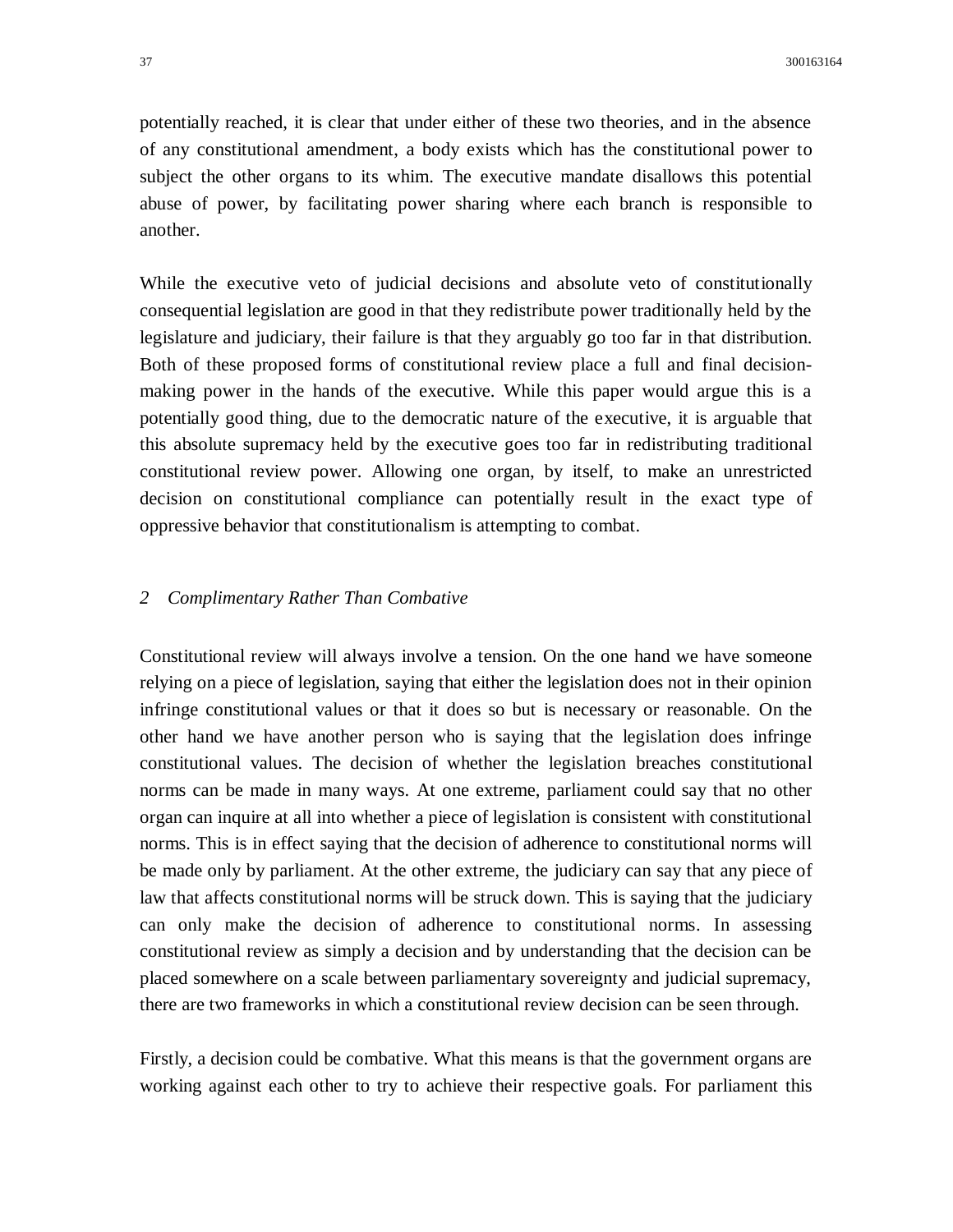potentially reached, it is clear that under either of these two theories, and in the absence of any constitutional amendment, a body exists which has the constitutional power to subject the other organs to its whim. The executive mandate disallows this potential abuse of power, by facilitating power sharing where each branch is responsible to another.

While the executive veto of judicial decisions and absolute veto of constitutionally consequential legislation are good in that they redistribute power traditionally held by the legislature and judiciary, their failure is that they arguably go too far in that distribution. Both of these proposed forms of constitutional review place a full and final decision-making power in the hands of the executive. While this paper would argue this is a potentially good thing, due to the democratic nature of the executive, it is arguable that this absolute supremacy held by the executive goes too far in redistributing traditional constitutional review power. Allowing one organ, by itself, to make an unrestricted decision on constitutional compliance can potentially result in the exact type of oppressive behavior that constitutionalism is attempting to combat.

### *2 Complimentary Rather Than Combative*

Constitutional review will always involve a tension. On the one hand we have someone relying on a piece of legislation, saying that either the legislation does not in their opinion infringe constitutional values or that it does so but is necessary or reasonable. On the other hand we have another person who is saying that the legislation does infringe constitutional values. The decision of whether the legislation breaches constitutional norms can be made in many ways. At one extreme, parliament could say that no other organ can inquire at all into whether a piece of legislation is consistent with constitutional norms. This is in effect saying that the decision of adherence to constitutional norms will be made only by parliament. At the other extreme, the judiciary can say that any piece of law that affects constitutional norms will be struck down. This is saying that the judiciary can only make the decision of adherence to constitutional norms. In assessing constitutional review as simply a decision and by understanding that the decision can be placed somewhere on a scale between parliamentary sovereignty and judicial supremacy, there are two frameworks in which a constitutional review decision can be seen through.

Firstly, a decision could be combative. What this means is that the government organs are working against each other to try to achieve their respective goals. For parliament this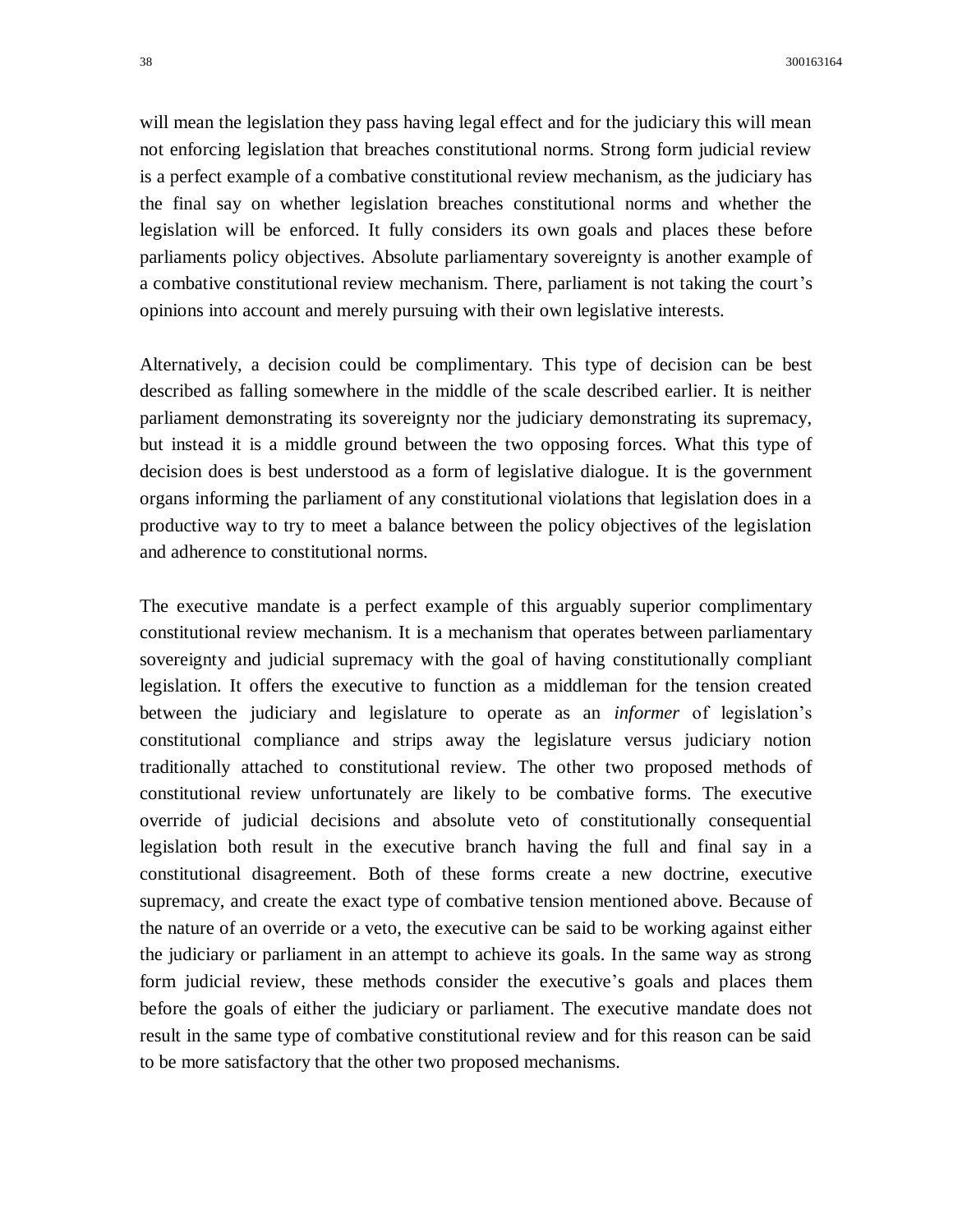will mean the legislation they pass having legal effect and for the judiciary this will mean not enforcing legislation that breaches constitutional norms. Strong form judicial review is a perfect example of a combative constitutional review mechanism, as the judiciary has the final say on whether legislation breaches constitutional norms and whether the legislation will be enforced. It fully considers its own goals and places these before parliaments policy objectives. Absolute parliamentary sovereignty is another example of a combative constitutional review mechanism. There, parliament is not taking the court's opinions into account and merely pursuing with their own legislative interests.

Alternatively, a decision could be complimentary. This type of decision can be best described as falling somewhere in the middle of the scale described earlier. It is neither parliament demonstrating its sovereignty nor the judiciary demonstrating its supremacy, but instead it is a middle ground between the two opposing forces. What this type of decision does is best understood as a form of legislative dialogue. It is the government organs informing the parliament of any constitutional violations that legislation does in a productive way to try to meet a balance between the policy objectives of the legislation and adherence to constitutional norms.

The executive mandate is a perfect example of this arguably superior complimentary constitutional review mechanism. It is a mechanism that operates between parliamentary sovereignty and judicial supremacy with the goal of having constitutionally compliant legislation. It offers the executive to function as a middleman for the tension created between the judiciary and legislature to operate as an *informer* of legislation's constitutional compliance and strips away the legislature versus judiciary notion traditionally attached to constitutional review. The other two proposed methods of constitutional review unfortunately are likely to be combative forms. The executive override of judicial decisions and absolute veto of constitutionally consequential legislation both result in the executive branch having the full and final say in a constitutional disagreement. Both of these forms create a new doctrine, executive supremacy, and create the exact type of combative tension mentioned above. Because of the nature of an override or a veto, the executive can be said to be working against either the judiciary or parliament in an attempt to achieve its goals. In the same way as strong form judicial review, these methods consider the executive's goals and places them before the goals of either the judiciary or parliament. The executive mandate does not result in the same type of combative constitutional review and for this reason can be said to be more satisfactory that the other two proposed mechanisms.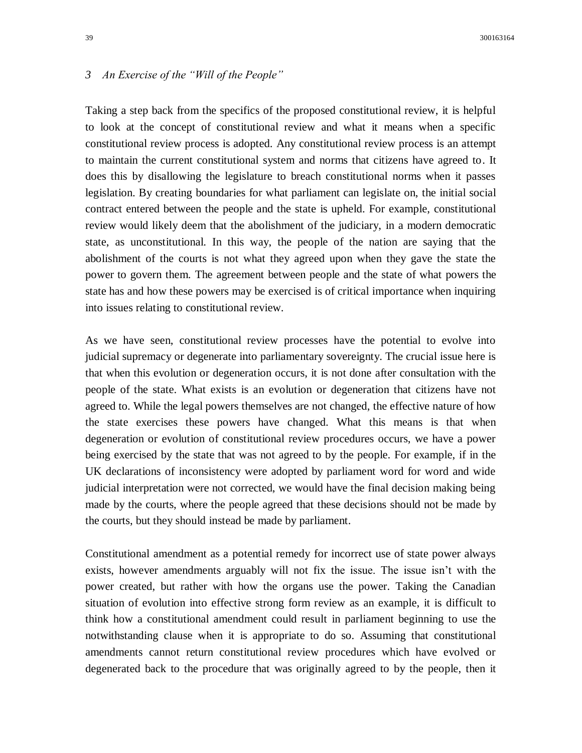### *3 An Exercise of the "Will of the People"*

Taking a step back from the specifics of the proposed constitutional review, it is helpful to look at the concept of constitutional review and what it means when a specific constitutional review process is adopted. Any constitutional review process is an attempt to maintain the current constitutional system and norms that citizens have agreed to. It does this by disallowing the legislature to breach constitutional norms when it passes legislation. By creating boundaries for what parliament can legislate on, the initial social contract entered between the people and the state is upheld. For example, constitutional review would likely deem that the abolishment of the judiciary, in a modern democratic state, as unconstitutional. In this way, the people of the nation are saying that the abolishment of the courts is not what they agreed upon when they gave the state the power to govern them. The agreement between people and the state of what powers the state has and how these powers may be exercised is of critical importance when inquiring into issues relating to constitutional review.

As we have seen, constitutional review processes have the potential to evolve into judicial supremacy or degenerate into parliamentary sovereignty. The crucial issue here is that when this evolution or degeneration occurs, it is not done after consultation with the people of the state. What exists is an evolution or degeneration that citizens have not agreed to. While the legal powers themselves are not changed, the effective nature of how the state exercises these powers have changed. What this means is that when degeneration or evolution of constitutional review procedures occurs, we have a power being exercised by the state that was not agreed to by the people. For example, if in the UK declarations of inconsistency were adopted by parliament word for word and wide judicial interpretation were not corrected, we would have the final decision making being made by the courts, where the people agreed that these decisions should not be made by the courts, but they should instead be made by parliament.

Constitutional amendment as a potential remedy for incorrect use of state power always exists, however amendments arguably will not fix the issue. The issue isn't with the power created, but rather with how the organs use the power. Taking the Canadian situation of evolution into effective strong form review as an example, it is difficult to think how a constitutional amendment could result in parliament beginning to use the notwithstanding clause when it is appropriate to do so. Assuming that constitutional amendments cannot return constitutional review procedures which have evolved or degenerated back to the procedure that was originally agreed to by the people, then it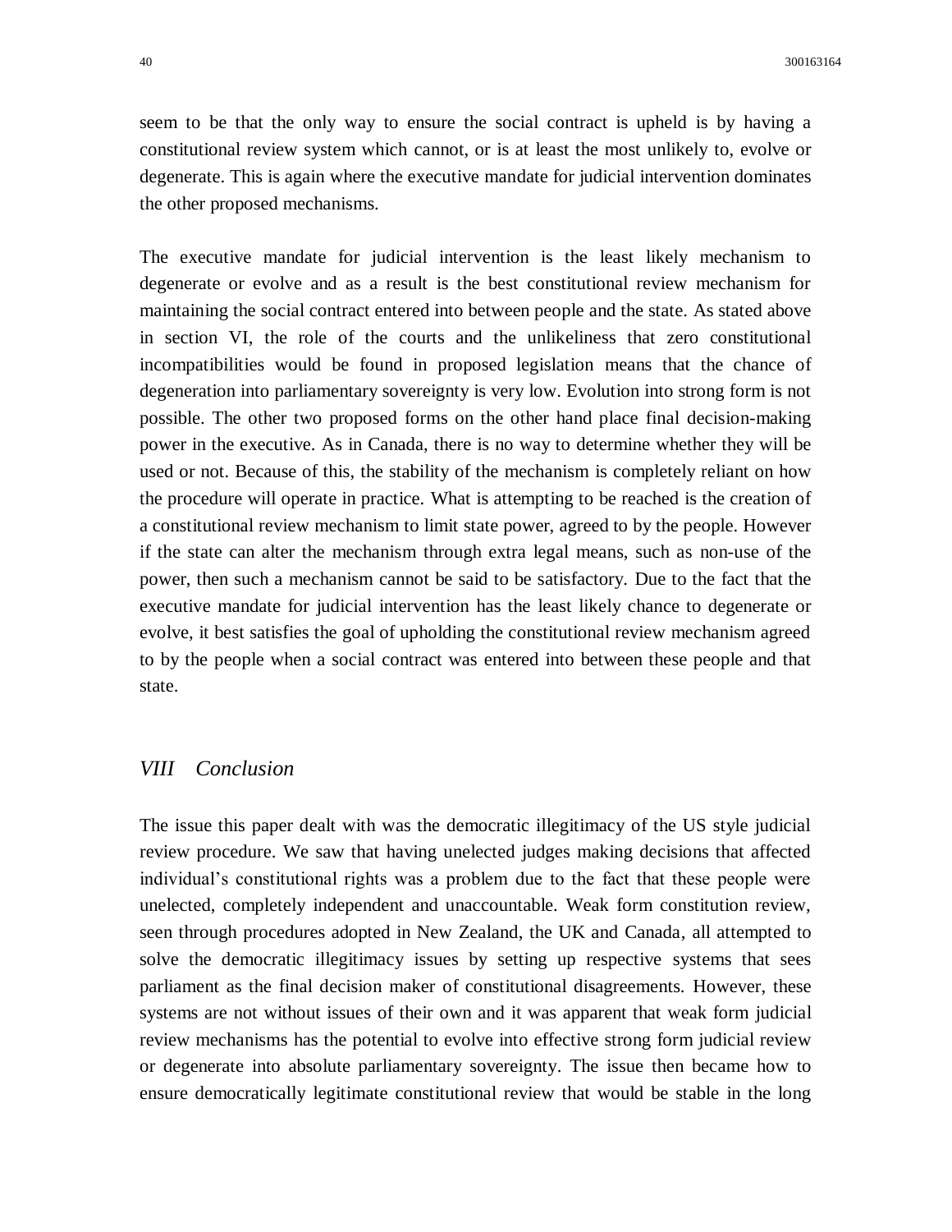seem to be that the only way to ensure the social contract is upheld is by having a constitutional review system which cannot, or is at least the most unlikely to, evolve or degenerate. This is again where the executive mandate for judicial intervention dominates the other proposed mechanisms.

The executive mandate for judicial intervention is the least likely mechanism to degenerate or evolve and as a result is the best constitutional review mechanism for maintaining the social contract entered into between people and the state. As stated above in section VI, the role of the courts and the unlikeliness that zero constitutional incompatibilities would be found in proposed legislation means that the chance of degeneration into parliamentary sovereignty is very low. Evolution into strong form is not possible. The other two proposed forms on the other hand place final decision-making power in the executive. As in Canada, there is no way to determine whether they will be used or not. Because of this, the stability of the mechanism is completely reliant on how the procedure will operate in practice. What is attempting to be reached is the creation of a constitutional review mechanism to limit state power, agreed to by the people. However if the state can alter the mechanism through extra legal means, such as non-use of the power, then such a mechanism cannot be said to be satisfactory. Due to the fact that the executive mandate for judicial intervention has the least likely chance to degenerate or evolve, it best satisfies the goal of upholding the constitutional review mechanism agreed to by the people when a social contract was entered into between these people and that state.

## *VIII Conclusion*

The issue this paper dealt with was the democratic illegitimacy of the US style judicial review procedure. We saw that having unelected judges making decisions that affected individual's constitutional rights was a problem due to the fact that these people were unelected, completely independent and unaccountable. Weak form constitution review, seen through procedures adopted in New Zealand, the UK and Canada, all attempted to solve the democratic illegitimacy issues by setting up respective systems that sees parliament as the final decision maker of constitutional disagreements. However, these systems are not without issues of their own and it was apparent that weak form judicial review mechanisms has the potential to evolve into effective strong form judicial review or degenerate into absolute parliamentary sovereignty. The issue then became how to ensure democratically legitimate constitutional review that would be stable in the long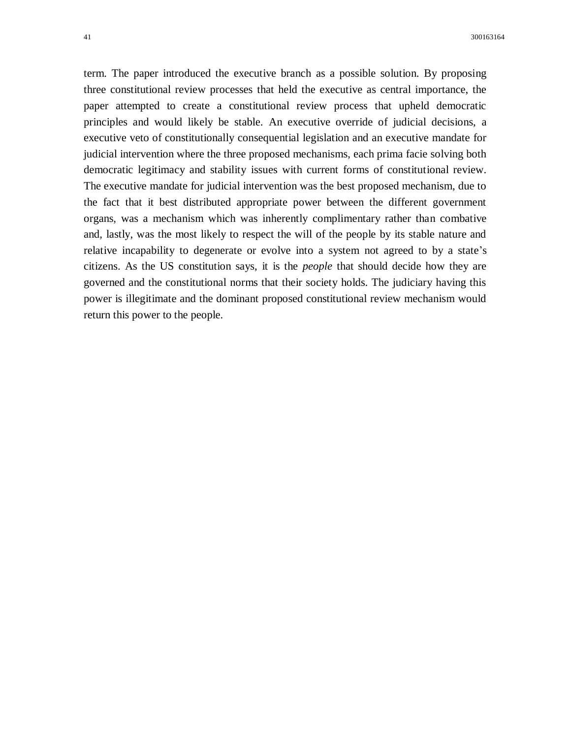term. The paper introduced the executive branch as a possible solution. By proposing three constitutional review processes that held the executive as central importance, the paper attempted to create a constitutional review process that upheld democratic principles and would likely be stable. An executive override of judicial decisions, a executive veto of constitutionally consequential legislation and an executive mandate for judicial intervention where the three proposed mechanisms, each prima facie solving both democratic legitimacy and stability issues with current forms of constitutional review. The executive mandate for judicial intervention was the best proposed mechanism, due to the fact that it best distributed appropriate power between the different government organs, was a mechanism which was inherently complimentary rather than combative and, lastly, was the most likely to respect the will of the people by its stable nature and relative incapability to degenerate or evolve into a system not agreed to by a state's citizens. As the US constitution says, it is the *people* that should decide how they are governed and the constitutional norms that their society holds. The judiciary having this power is illegitimate and the dominant proposed constitutional review mechanism would return this power to the people.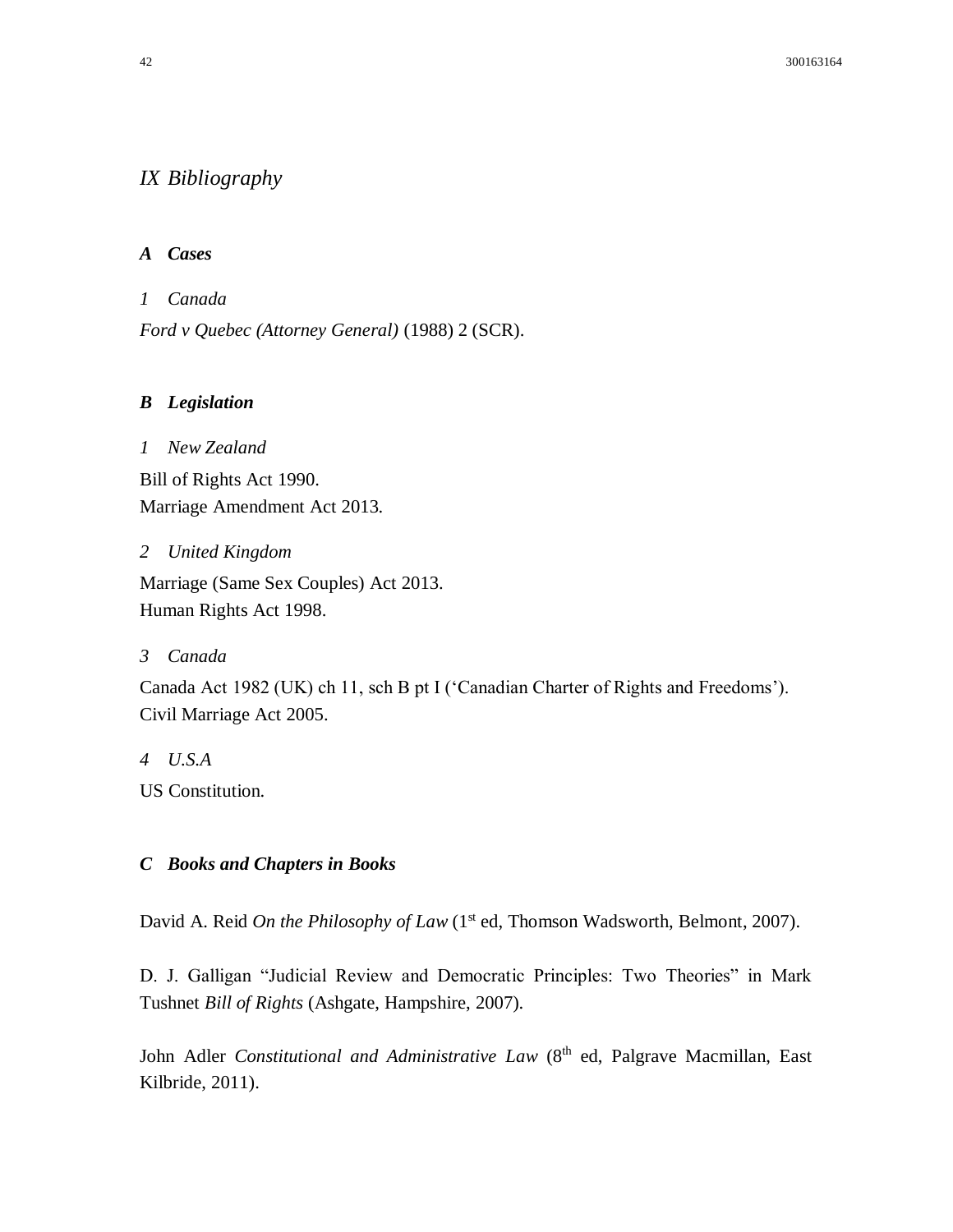# *IX Bibliography*

## *A Cases*

### *1 Canada*

*Ford v Quebec (Attorney General)* (1988) 2 (SCR).

## *B Legislation*

### *1 New Zealand*

Bill of Rights Act 1990.
Marriage Amendment Act 2013.

### *2 United Kingdom*

Marriage (Same Sex Couples) Act 2013.
Human Rights Act 1998.

### *3 Canada*

Canada Act 1982 (UK) ch 11, sch B pt I ('Canadian Charter of Rights and Freedoms').
Civil Marriage Act 2005.

### *4 U.S.A*

US Constitution.

## *C Books and Chapters in Books*

David A. Reid *On the Philosophy of Law* (1st ed, Thomson Wadsworth, Belmont, 2007).

D. J. Galligan "Judicial Review and Democratic Principles: Two Theories" in Mark Tushnet *Bill of Rights* (Ashgate, Hampshire, 2007).

John Adler *Constitutional and Administrative Law* (8th ed, Palgrave Macmillan, East Kilbride, 2011).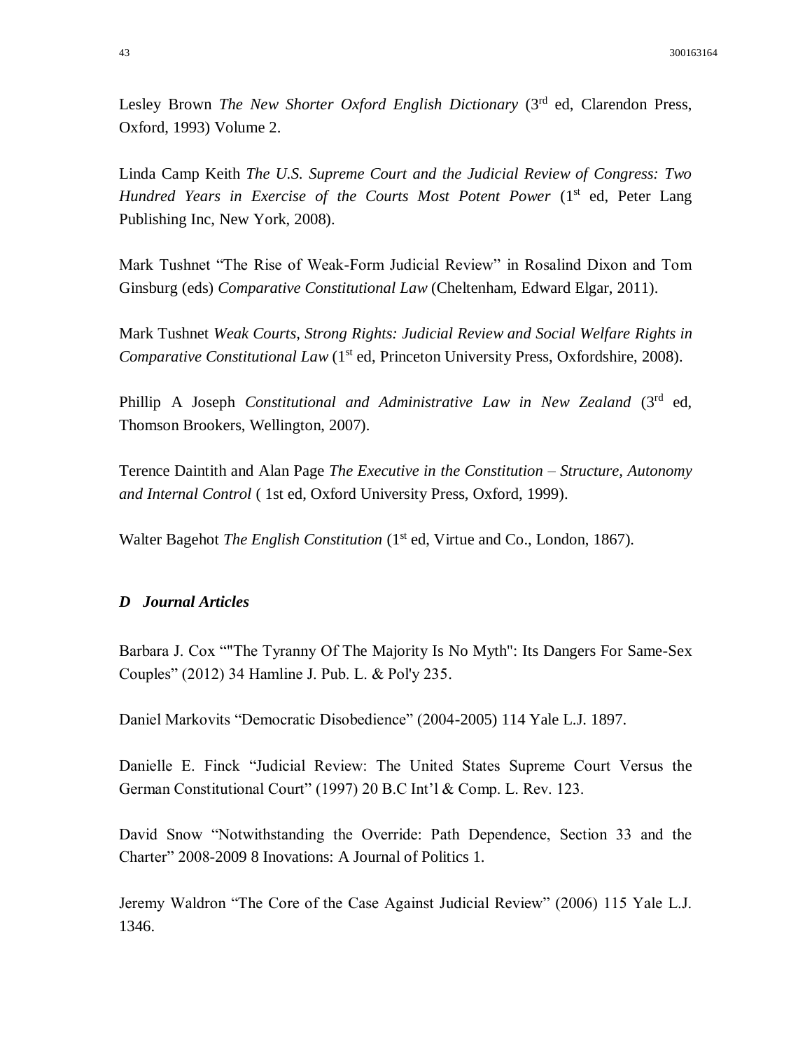Lesley Brown *The New Shorter Oxford English Dictionary* (3rd ed, Clarendon Press, Oxford, 1993) Volume 2.

Linda Camp Keith *The U.S. Supreme Court and the Judicial Review of Congress: Two Hundred Years in Exercise of the Courts Most Potent Power* (1st ed, Peter Lang Publishing Inc, New York, 2008).

Mark Tushnet "The Rise of Weak-Form Judicial Review" in Rosalind Dixon and Tom Ginsburg (eds) *Comparative Constitutional Law* (Cheltenham, Edward Elgar, 2011).

Mark Tushnet *Weak Courts, Strong Rights: Judicial Review and Social Welfare Rights in Comparative Constitutional Law* (1st ed, Princeton University Press, Oxfordshire, 2008).

Phillip A Joseph *Constitutional and Administrative Law in New Zealand* (3rd ed, Thomson Brookers, Wellington, 2007).

Terence Daintith and Alan Page *The Executive in the Constitution – Structure, Autonomy and Internal Control* ( 1st ed, Oxford University Press, Oxford, 1999).

Walter Bagehot *The English Constitution* (1st ed, Virtue and Co., London, 1867).

### *D Journal Articles*

Barbara J. Cox ""The Tyranny Of The Majority Is No Myth": Its Dangers For Same-Sex Couples" (2012) 34 Hamline J. Pub. L. & Pol'y 235.

Daniel Markovits "Democratic Disobedience" (2004-2005) 114 Yale L.J. 1897.

Danielle E. Finck "Judicial Review: The United States Supreme Court Versus the German Constitutional Court" (1997) 20 B.C Int'l & Comp. L. Rev. 123.

David Snow "Notwithstanding the Override: Path Dependence, Section 33 and the Charter" 2008-2009 8 Inovations: A Journal of Politics 1.

Jeremy Waldron "The Core of the Case Against Judicial Review" (2006) 115 Yale L.J. 1346.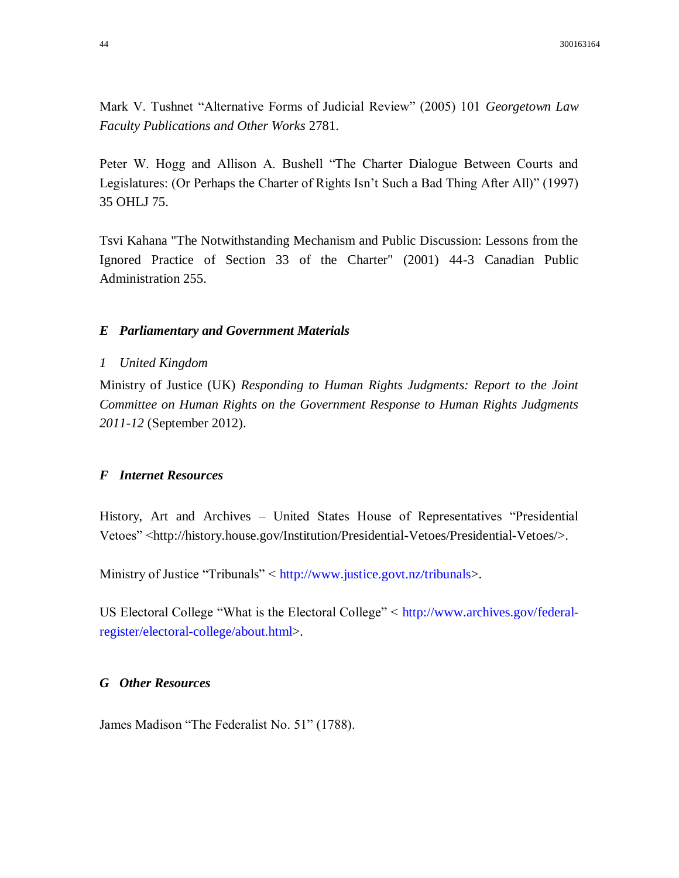Mark V. Tushnet “Alternative Forms of Judicial Review” (2005) 101 *Georgetown Law Faculty Publications and Other Works* 2781.

Peter W. Hogg and Allison A. Bushell “The Charter Dialogue Between Courts and Legislatures: (Or Perhaps the Charter of Rights Isn’t Such a Bad Thing After All)” (1997) 35 OHLJ 75.

Tsvi Kahana "The Notwithstanding Mechanism and Public Discussion: Lessons from the Ignored Practice of Section 33 of the Charter" (2001) 44-3 Canadian Public Administration 255.

### *E Parliamentary and Government Materials*

#### *1 United Kingdom*

Ministry of Justice (UK) *Responding to Human Rights Judgments: Report to the Joint Committee on Human Rights on the Government Response to Human Rights Judgments 2011-12* (September 2012).

### *F Internet Resources*

History, Art and Archives – United States House of Representatives “Presidential Vetoes” <http://history.house.gov/Institution/Presidential-Vetoes/Presidential-Vetoes/>.

Ministry of Justice “Tribunals” < http://www.justice.govt.nz/tribunals>.

US Electoral College “What is the Electoral College” < http://www.archives.gov/federal-register/electoral-college/about.html>.

### *G Other Resources*

James Madison “The Federalist No. 51” (1788).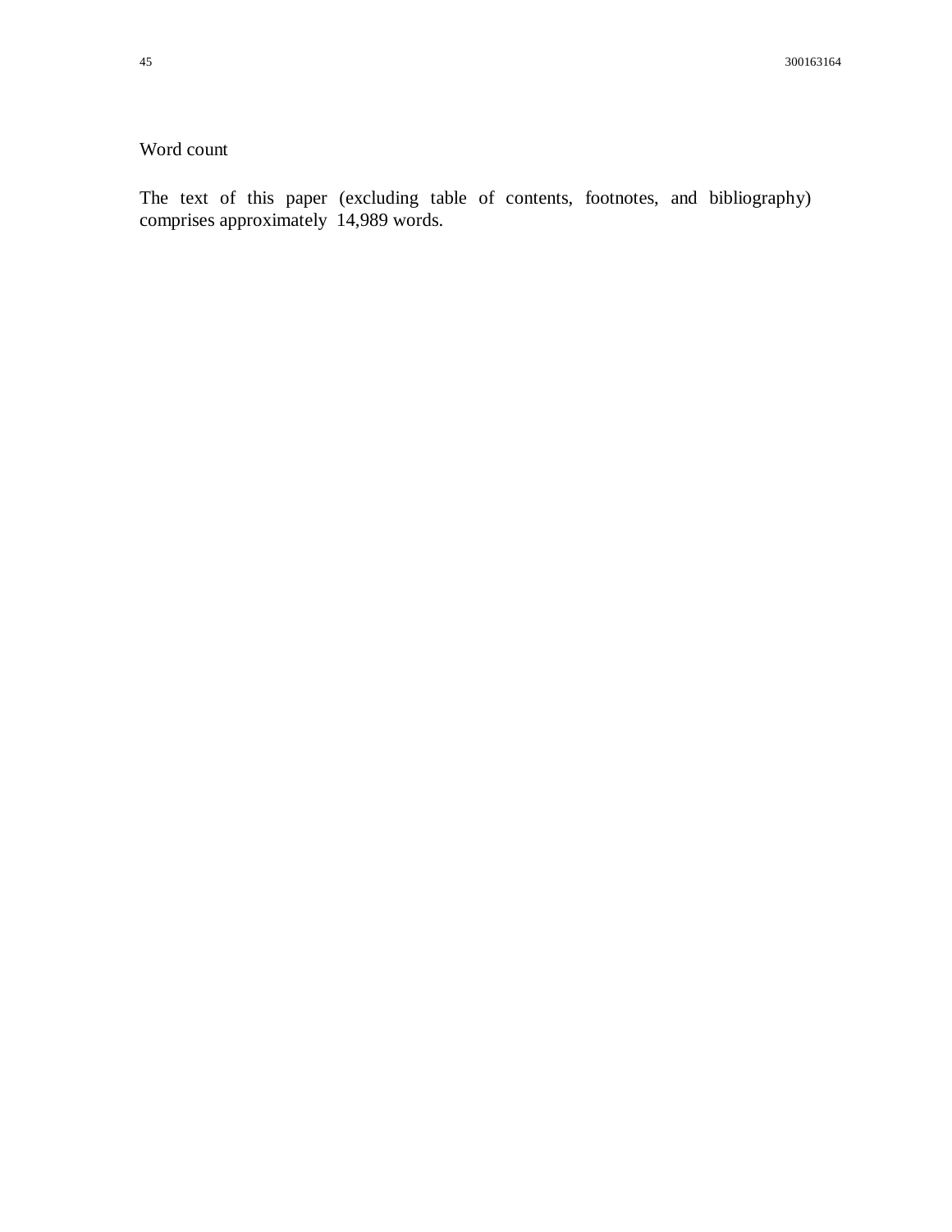Word count

The text of this paper (excluding table of contents, footnotes, and bibliography) comprises approximately 14,989 words.